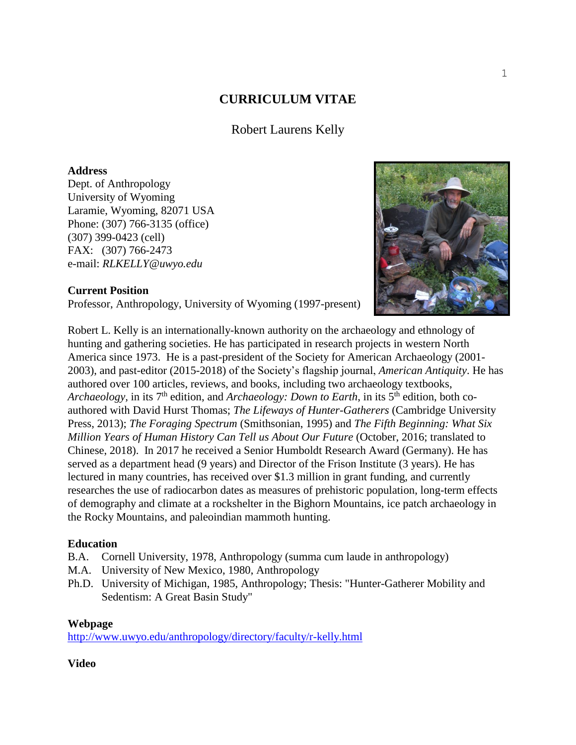# CURRICULUM VITAE

Robert Laurens Kelly

**Address**
Dept. of Anthropology
University of Wyoming
Laramie, Wyoming, 82071 USA
Phone: (307) 766-3135 (office)
(307) 399-0423 (cell)
FAX: (307) 766-2473
e-mail: *RLKELLY@uwyo.edu*

**Current Position**
Professor, Anthropology, University of Wyoming (1997-present)

Robert L. Kelly is an internationally-known authority on the archaeology and ethnology of hunting and gathering societies. He has participated in research projects in western North America since 1973. He is a past-president of the Society for American Archaeology (2001-2003), and past-editor (2015-2018) of the Society's flagship journal, *American Antiquity*. He has authored over 100 articles, reviews, and books, including two archaeology textbooks, *Archaeology*, in its 7th edition, and *Archaeology: Down to Earth*, in its 5th edition, both co-authored with David Hurst Thomas; *The Lifeways of Hunter-Gatherers* (Cambridge University Press, 2013); *The Foraging Spectrum* (Smithsonian, 1995) and *The Fifth Beginning: What Six Million Years of Human History Can Tell us About Our Future* (October, 2016; translated to Chinese, 2018). In 2017 he received a Senior Humboldt Research Award (Germany). He has served as a department head (9 years) and Director of the Frison Institute (3 years). He has lectured in many countries, has received over $1.3 million in grant funding, and currently researches the use of radiocarbon dates as measures of prehistoric population, long-term effects of demography and climate at a rockshelter in the Bighorn Mountains, ice patch archaeology in the Rocky Mountains, and paleoindian mammoth hunting.

**Education**
B.A. Cornell University, 1978, Anthropology (summa cum laude in anthropology)
M.A. University of New Mexico, 1980, Anthropology
Ph.D. University of Michigan, 1985, Anthropology; Thesis: "Hunter-Gatherer Mobility and Sedentism: A Great Basin Study"

**Webpage**
http://www.uwyo.edu/anthropology/directory/faculty/r-kelly.html

**Video**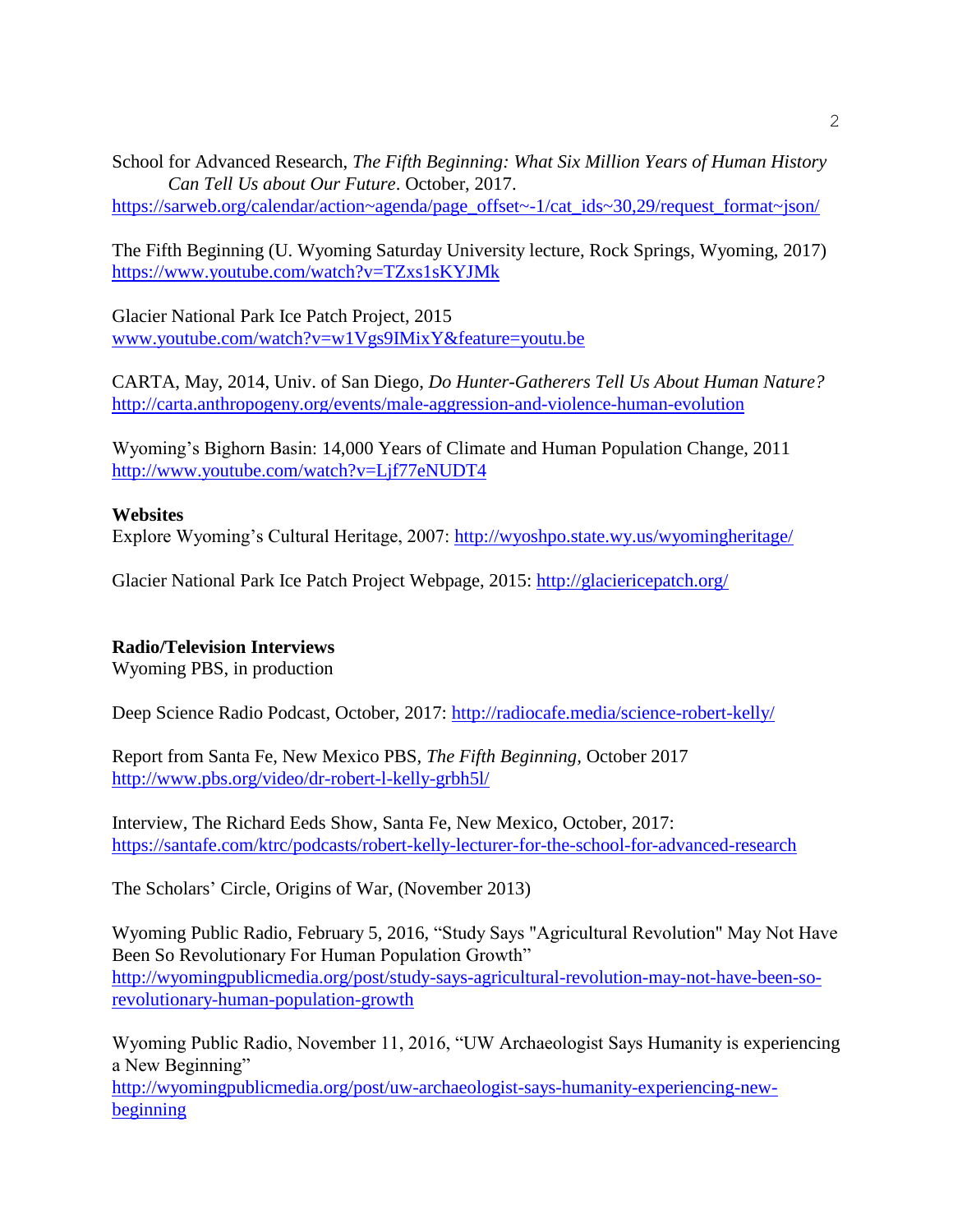School for Advanced Research, *The Fifth Beginning: What Six Million Years of Human History Can Tell Us about Our Future*. October, 2017.
https://sarweb.org/calendar/action~agenda/page_offset~-1/cat_ids~30,29/request_format~json/

The Fifth Beginning (U. Wyoming Saturday University lecture, Rock Springs, Wyoming, 2017)
https://www.youtube.com/watch?v=TZxs1sKYJMk

Glacier National Park Ice Patch Project, 2015
www.youtube.com/watch?v=w1Vgs9IMixY&feature=youtu.be

CARTA, May, 2014, Univ. of San Diego, *Do Hunter-Gatherers Tell Us About Human Nature?*
http://carta.anthropogeny.org/events/male-aggression-and-violence-human-evolution

Wyoming's Bighorn Basin: 14,000 Years of Climate and Human Population Change, 2011
http://www.youtube.com/watch?v=Ljf77eNUDT4

**Websites**

Explore Wyoming's Cultural Heritage, 2007: http://wyoshpo.state.wy.us/wyomingheritage/

Glacier National Park Ice Patch Project Webpage, 2015: http://glaciericepatch.org/

**Radio/Television Interviews**

Wyoming PBS, in production

Deep Science Radio Podcast, October, 2017: http://radiocafe.media/science-robert-kelly/

Report from Santa Fe, New Mexico PBS, *The Fifth Beginning*, October 2017
http://www.pbs.org/video/dr-robert-l-kelly-grbh5l/

Interview, The Richard Eeds Show, Santa Fe, New Mexico, October, 2017:
https://santafe.com/ktrc/podcasts/robert-kelly-lecturer-for-the-school-for-advanced-research

The Scholars' Circle, Origins of War, (November 2013)

Wyoming Public Radio, February 5, 2016, "Study Says "Agricultural Revolution" May Not Have Been So Revolutionary For Human Population Growth"
http://wyomingpublicmedia.org/post/study-says-agricultural-revolution-may-not-have-been-so-revolutionary-human-population-growth

Wyoming Public Radio, November 11, 2016, "UW Archaeologist Says Humanity is experiencing a New Beginning"
http://wyomingpublicmedia.org/post/uw-archaeologist-says-humanity-experiencing-new-beginning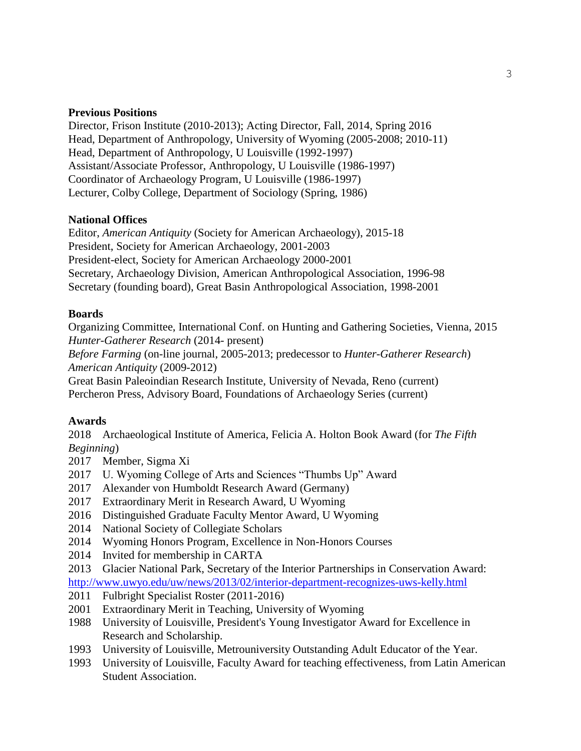**Previous Positions**

Director, Frison Institute (2010-2013); Acting Director, Fall, 2014, Spring 2016
Head, Department of Anthropology, University of Wyoming (2005-2008; 2010-11)
Head, Department of Anthropology, U Louisville (1992-1997)
Assistant/Associate Professor, Anthropology, U Louisville (1986-1997)
Coordinator of Archaeology Program, U Louisville (1986-1997)
Lecturer, Colby College, Department of Sociology (Spring, 1986)

**National Offices**

Editor, *American Antiquity* (Society for American Archaeology), 2015-18
President, Society for American Archaeology, 2001-2003
President-elect, Society for American Archaeology 2000-2001
Secretary, Archaeology Division, American Anthropological Association, 1996-98
Secretary (founding board), Great Basin Anthropological Association, 1998-2001

**Boards**

Organizing Committee, International Conf. on Hunting and Gathering Societies, Vienna, 2015
*Hunter-Gatherer Research* (2014- present)
*Before Farming* (on-line journal, 2005-2013; predecessor to *Hunter-Gatherer Research*)
*American Antiquity* (2009-2012)
Great Basin Paleoindian Research Institute, University of Nevada, Reno (current)
Percheron Press, Advisory Board, Foundations of Archaeology Series (current)

**Awards**

2018 Archaeological Institute of America, Felicia A. Holton Book Award (for *The Fifth Beginning*)
2017 Member, Sigma Xi
2017 U. Wyoming College of Arts and Sciences "Thumbs Up" Award
2017 Alexander von Humboldt Research Award (Germany)
2017 Extraordinary Merit in Research Award, U Wyoming
2016 Distinguished Graduate Faculty Mentor Award, U Wyoming
2014 National Society of Collegiate Scholars
2014 Wyoming Honors Program, Excellence in Non-Honors Courses
2014 Invited for membership in CARTA
2013 Glacier National Park, Secretary of the Interior Partnerships in Conservation Award: http://www.uwyo.edu/uw/news/2013/02/interior-department-recognizes-uws-kelly.html
2011 Fulbright Specialist Roster (2011-2016)
2001 Extraordinary Merit in Teaching, University of Wyoming
1988 University of Louisville, President's Young Investigator Award for Excellence in Research and Scholarship.
1993 University of Louisville, Metrouniversity Outstanding Adult Educator of the Year.
1993 University of Louisville, Faculty Award for teaching effectiveness, from Latin American Student Association.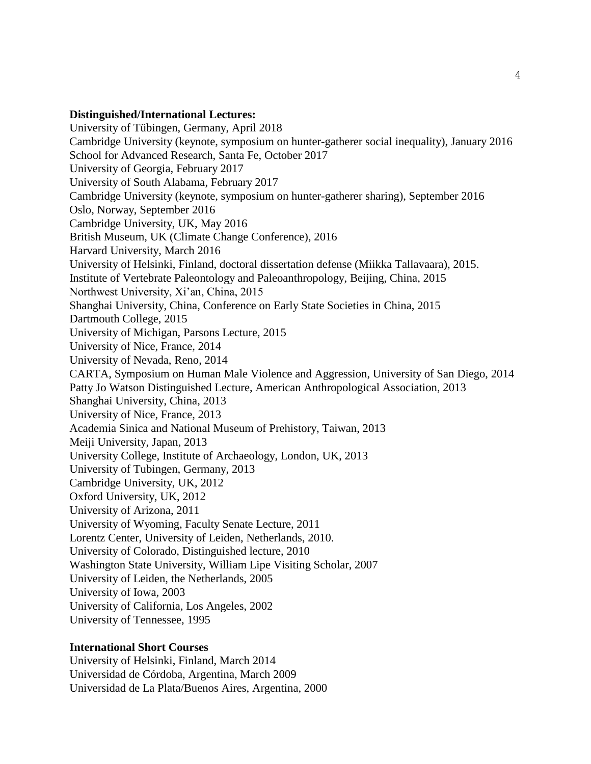**Distinguished/International Lectures:**

University of Tübingen, Germany, April 2018
Cambridge University (keynote, symposium on hunter-gatherer social inequality), January 2016
School for Advanced Research, Santa Fe, October 2017
University of Georgia, February 2017
University of South Alabama, February 2017
Cambridge University (keynote, symposium on hunter-gatherer sharing), September 2016
Oslo, Norway, September 2016
Cambridge University, UK, May 2016
British Museum, UK (Climate Change Conference), 2016
Harvard University, March 2016
University of Helsinki, Finland, doctoral dissertation defense (Miikka Tallavaara), 2015.
Institute of Vertebrate Paleontology and Paleoanthropology, Beijing, China, 2015
Northwest University, Xi'an, China, 2015
Shanghai University, China, Conference on Early State Societies in China, 2015
Dartmouth College, 2015
University of Michigan, Parsons Lecture, 2015
University of Nice, France, 2014
University of Nevada, Reno, 2014
CARTA, Symposium on Human Male Violence and Aggression, University of San Diego, 2014
Patty Jo Watson Distinguished Lecture, American Anthropological Association, 2013
Shanghai University, China, 2013
University of Nice, France, 2013
Academia Sinica and National Museum of Prehistory, Taiwan, 2013
Meiji University, Japan, 2013
University College, Institute of Archaeology, London, UK, 2013
University of Tubingen, Germany, 2013
Cambridge University, UK, 2012
Oxford University, UK, 2012
University of Arizona, 2011
University of Wyoming, Faculty Senate Lecture, 2011
Lorentz Center, University of Leiden, Netherlands, 2010.
University of Colorado, Distinguished lecture, 2010
Washington State University, William Lipe Visiting Scholar, 2007
University of Leiden, the Netherlands, 2005
University of Iowa, 2003
University of California, Los Angeles, 2002
University of Tennessee, 1995

**International Short Courses**

University of Helsinki, Finland, March 2014
Universidad de Córdoba, Argentina, March 2009
Universidad de La Plata/Buenos Aires, Argentina, 2000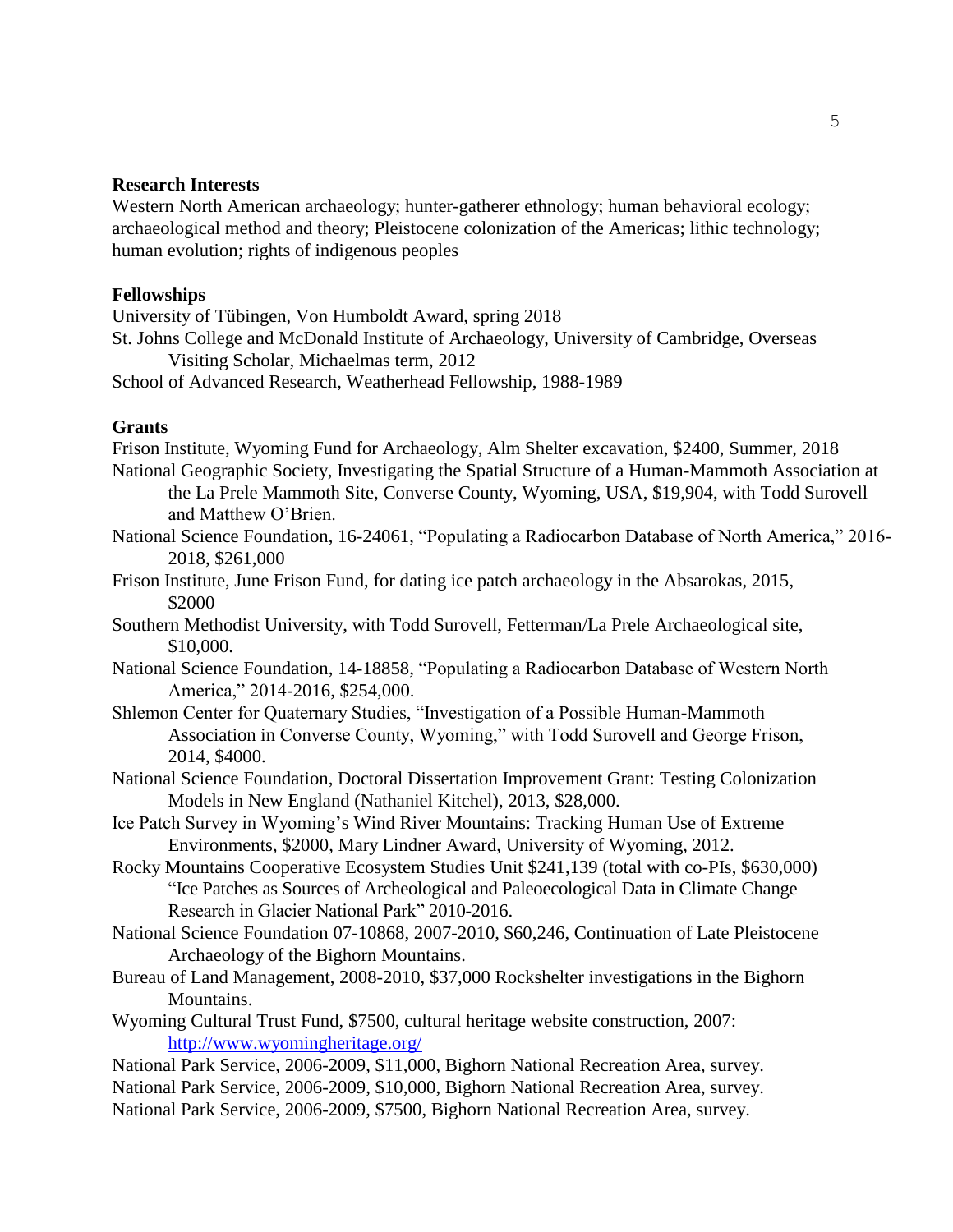**Research Interests**

Western North American archaeology; hunter-gatherer ethnology; human behavioral ecology; archaeological method and theory; Pleistocene colonization of the Americas; lithic technology; human evolution; rights of indigenous peoples

**Fellowships**

University of Tübingen, Von Humboldt Award, spring 2018

St. Johns College and McDonald Institute of Archaeology, University of Cambridge, Overseas Visiting Scholar, Michaelmas term, 2012

School of Advanced Research, Weatherhead Fellowship, 1988-1989

**Grants**

Frison Institute, Wyoming Fund for Archaeology, Alm Shelter excavation, $2400, Summer, 2018

National Geographic Society, Investigating the Spatial Structure of a Human-Mammoth Association at the La Prele Mammoth Site, Converse County, Wyoming, USA, $19,904, with Todd Surovell and Matthew O'Brien.

National Science Foundation, 16-24061, "Populating a Radiocarbon Database of North America," 2016-2018, $261,000

Frison Institute, June Frison Fund, for dating ice patch archaeology in the Absarokas, 2015, $2000

Southern Methodist University, with Todd Surovell, Fetterman/La Prele Archaeological site, $10,000.

National Science Foundation, 14-18858, "Populating a Radiocarbon Database of Western North America," 2014-2016, $254,000.

Shlemon Center for Quaternary Studies, "Investigation of a Possible Human-Mammoth Association in Converse County, Wyoming," with Todd Surovell and George Frison, 2014, $4000.

National Science Foundation, Doctoral Dissertation Improvement Grant: Testing Colonization Models in New England (Nathaniel Kitchel), 2013, $28,000.

Ice Patch Survey in Wyoming's Wind River Mountains: Tracking Human Use of Extreme Environments, $2000, Mary Lindner Award, University of Wyoming, 2012.

Rocky Mountains Cooperative Ecosystem Studies Unit $241,139 (total with co-PIs, $630,000) "Ice Patches as Sources of Archeological and Paleoecological Data in Climate Change Research in Glacier National Park" 2010-2016.

National Science Foundation 07-10868, 2007-2010, $60,246, Continuation of Late Pleistocene Archaeology of the Bighorn Mountains.

Bureau of Land Management, 2008-2010, $37,000 Rockshelter investigations in the Bighorn Mountains.

Wyoming Cultural Trust Fund, $7500, cultural heritage website construction, 2007: http://www.wyomingheritage.org/

National Park Service, 2006-2009, $11,000, Bighorn National Recreation Area, survey.

National Park Service, 2006-2009, $10,000, Bighorn National Recreation Area, survey.

National Park Service, 2006-2009, $7500, Bighorn National Recreation Area, survey.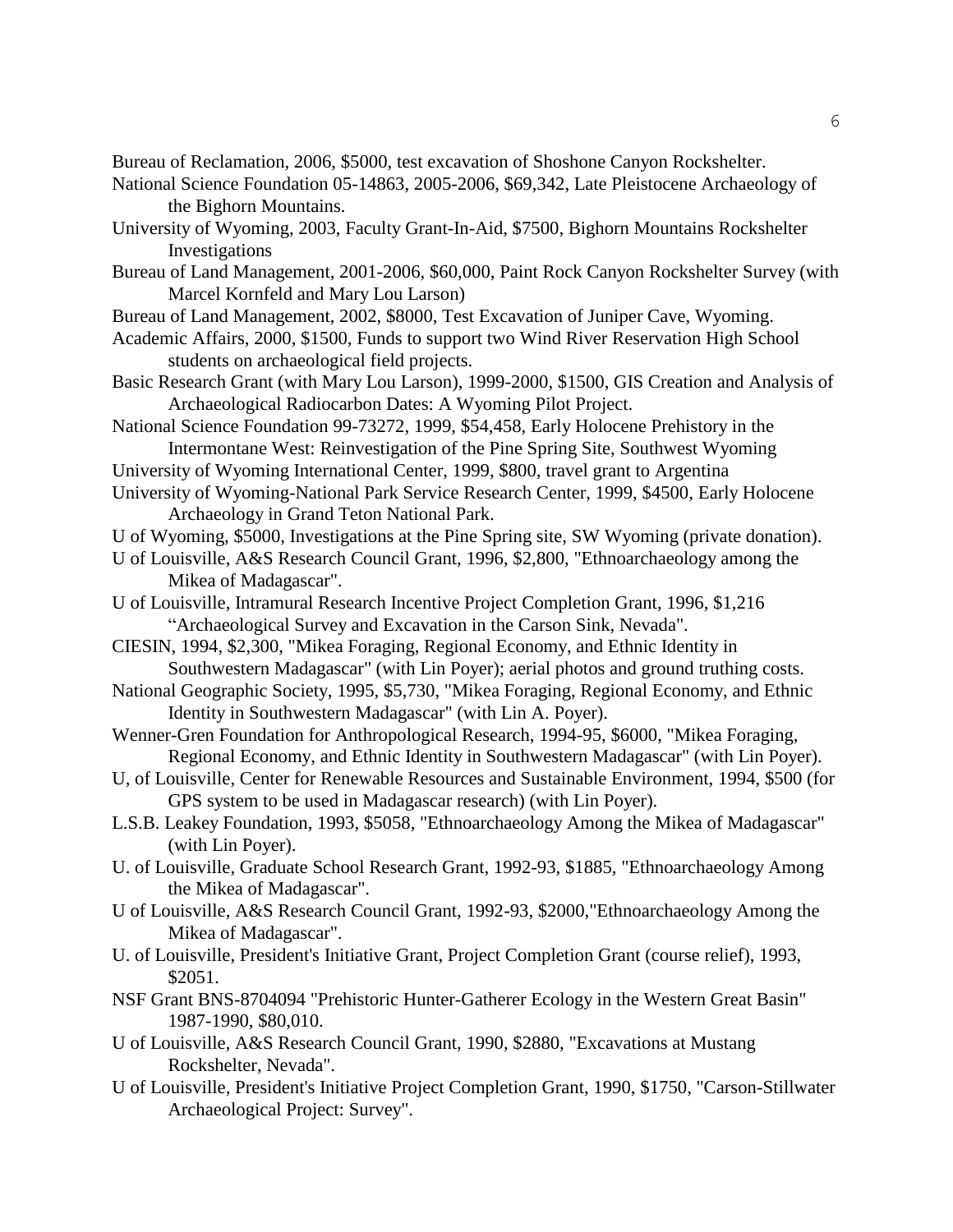Bureau of Reclamation, 2006, $5000, test excavation of Shoshone Canyon Rockshelter.

National Science Foundation 05-14863, 2005-2006, $69,342, Late Pleistocene Archaeology of the Bighorn Mountains.

University of Wyoming, 2003, Faculty Grant-In-Aid, $7500, Bighorn Mountains Rockshelter Investigations

Bureau of Land Management, 2001-2006, $60,000, Paint Rock Canyon Rockshelter Survey (with Marcel Kornfeld and Mary Lou Larson)

Bureau of Land Management, 2002, $8000, Test Excavation of Juniper Cave, Wyoming.

Academic Affairs, 2000, $1500, Funds to support two Wind River Reservation High School students on archaeological field projects.

Basic Research Grant (with Mary Lou Larson), 1999-2000, $1500, GIS Creation and Analysis of Archaeological Radiocarbon Dates: A Wyoming Pilot Project.

National Science Foundation 99-73272, 1999, $54,458, Early Holocene Prehistory in the Intermontane West: Reinvestigation of the Pine Spring Site, Southwest Wyoming

University of Wyoming International Center, 1999, $800, travel grant to Argentina

University of Wyoming-National Park Service Research Center, 1999, $4500, Early Holocene Archaeology in Grand Teton National Park.

U of Wyoming, $5000, Investigations at the Pine Spring site, SW Wyoming (private donation).

U of Louisville, A&S Research Council Grant, 1996, $2,800, "Ethnoarchaeology among the Mikea of Madagascar".

U of Louisville, Intramural Research Incentive Project Completion Grant, 1996, $1,216 “Archaeological Survey and Excavation in the Carson Sink, Nevada".

CIESIN, 1994, $2,300, "Mikea Foraging, Regional Economy, and Ethnic Identity in Southwestern Madagascar" (with Lin Poyer); aerial photos and ground truthing costs.

National Geographic Society, 1995, $5,730, "Mikea Foraging, Regional Economy, and Ethnic Identity in Southwestern Madagascar" (with Lin A. Poyer).

Wenner-Gren Foundation for Anthropological Research, 1994-95, $6000, "Mikea Foraging, Regional Economy, and Ethnic Identity in Southwestern Madagascar" (with Lin Poyer).

U, of Louisville, Center for Renewable Resources and Sustainable Environment, 1994, $500 (for GPS system to be used in Madagascar research) (with Lin Poyer).

L.S.B. Leakey Foundation, 1993, $5058, "Ethnoarchaeology Among the Mikea of Madagascar" (with Lin Poyer).

U. of Louisville, Graduate School Research Grant, 1992-93, $1885, "Ethnoarchaeology Among the Mikea of Madagascar".

U of Louisville, A&S Research Council Grant, 1992-93, $2000,"Ethnoarchaeology Among the Mikea of Madagascar".

U. of Louisville, President's Initiative Grant, Project Completion Grant (course relief), 1993, $2051.

NSF Grant BNS-8704094 "Prehistoric Hunter-Gatherer Ecology in the Western Great Basin" 1987-1990, $80,010.

U of Louisville, A&S Research Council Grant, 1990, $2880, "Excavations at Mustang Rockshelter, Nevada".

U of Louisville, President's Initiative Project Completion Grant, 1990, $1750, "Carson-Stillwater Archaeological Project: Survey".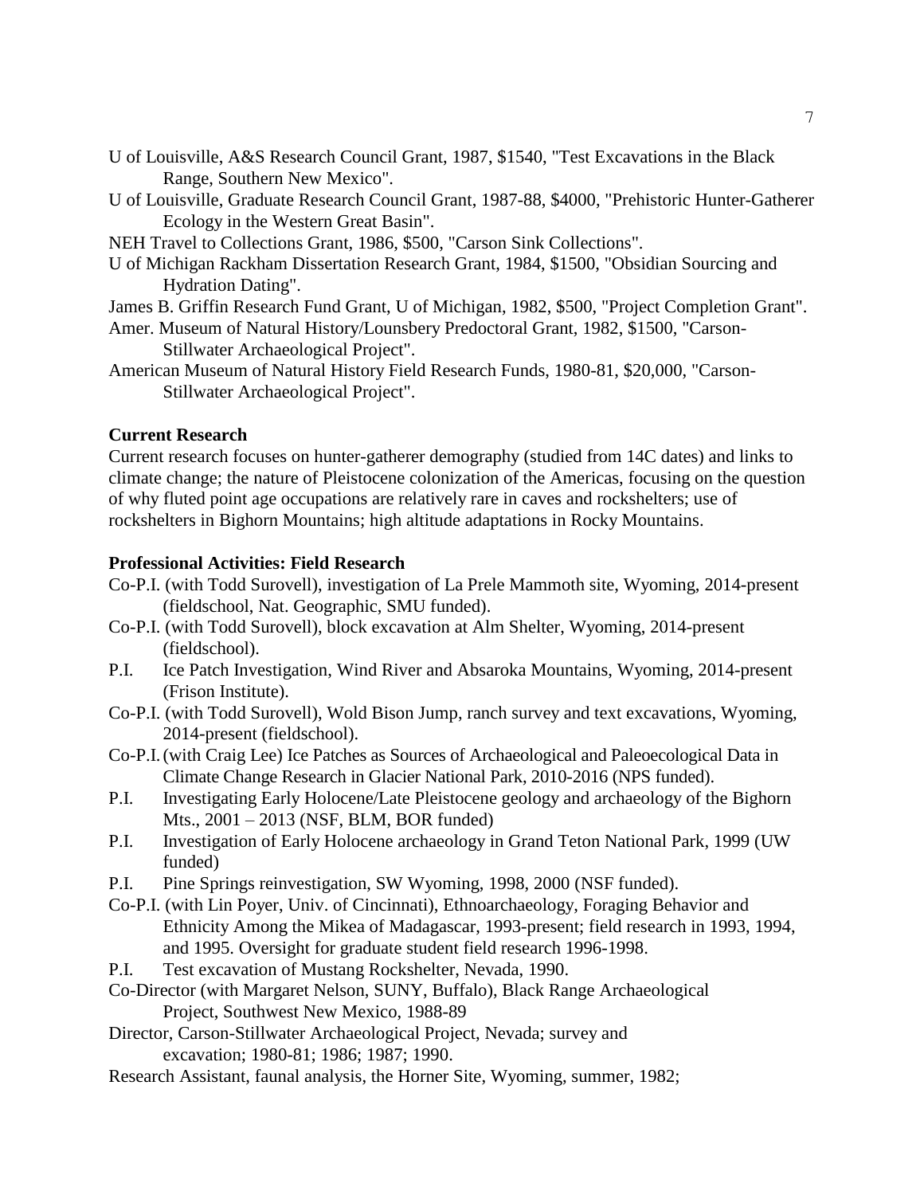U of Louisville, A&S Research Council Grant, 1987, $1540, "Test Excavations in the Black Range, Southern New Mexico".

U of Louisville, Graduate Research Council Grant, 1987-88, $4000, "Prehistoric Hunter-Gatherer Ecology in the Western Great Basin".

NEH Travel to Collections Grant, 1986, $500, "Carson Sink Collections".

U of Michigan Rackham Dissertation Research Grant, 1984, $1500, "Obsidian Sourcing and Hydration Dating".

James B. Griffin Research Fund Grant, U of Michigan, 1982, $500, "Project Completion Grant".

Amer. Museum of Natural History/Lounsbery Predoctoral Grant, 1982, $1500, "Carson-Stillwater Archaeological Project".

American Museum of Natural History Field Research Funds, 1980-81, $20,000, "Carson-Stillwater Archaeological Project".

**Current Research**

Current research focuses on hunter-gatherer demography (studied from 14C dates) and links to climate change; the nature of Pleistocene colonization of the Americas, focusing on the question of why fluted point age occupations are relatively rare in caves and rockshelters; use of rockshelters in Bighorn Mountains; high altitude adaptations in Rocky Mountains.

**Professional Activities: Field Research**

Co-P.I. (with Todd Surovell), investigation of La Prele Mammoth site, Wyoming, 2014-present (fieldschool, Nat. Geographic, SMU funded).

Co-P.I. (with Todd Surovell), block excavation at Alm Shelter, Wyoming, 2014-present (fieldschool).

P.I. Ice Patch Investigation, Wind River and Absaroka Mountains, Wyoming, 2014-present (Frison Institute).

Co-P.I. (with Todd Surovell), Wold Bison Jump, ranch survey and text excavations, Wyoming, 2014-present (fieldschool).

Co-P.I. (with Craig Lee) Ice Patches as Sources of Archaeological and Paleoecological Data in Climate Change Research in Glacier National Park, 2010-2016 (NPS funded).

P.I. Investigating Early Holocene/Late Pleistocene geology and archaeology of the Bighorn Mts., 2001 – 2013 (NSF, BLM, BOR funded)

P.I. Investigation of Early Holocene archaeology in Grand Teton National Park, 1999 (UW funded)

P.I. Pine Springs reinvestigation, SW Wyoming, 1998, 2000 (NSF funded).

Co-P.I. (with Lin Poyer, Univ. of Cincinnati), Ethnoarchaeology, Foraging Behavior and Ethnicity Among the Mikea of Madagascar, 1993-present; field research in 1993, 1994, and 1995. Oversight for graduate student field research 1996-1998.

P.I. Test excavation of Mustang Rockshelter, Nevada, 1990.

Co-Director (with Margaret Nelson, SUNY, Buffalo), Black Range Archaeological Project, Southwest New Mexico, 1988-89

Director, Carson-Stillwater Archaeological Project, Nevada; survey and excavation; 1980-81; 1986; 1987; 1990.

Research Assistant, faunal analysis, the Horner Site, Wyoming, summer, 1982;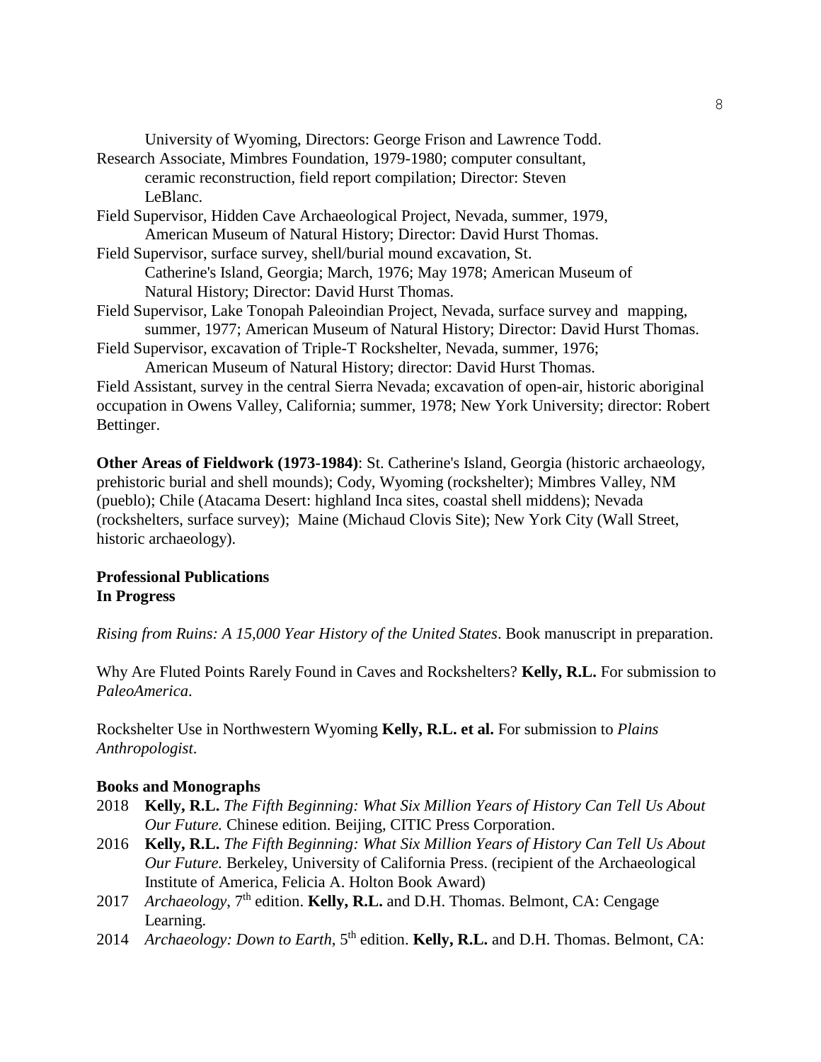University of Wyoming, Directors: George Frison and Lawrence Todd.

Research Associate, Mimbres Foundation, 1979-1980; computer consultant, ceramic reconstruction, field report compilation; Director: Steven LeBlanc.

Field Supervisor, Hidden Cave Archaeological Project, Nevada, summer, 1979, American Museum of Natural History; Director: David Hurst Thomas.

Field Supervisor, surface survey, shell/burial mound excavation, St. Catherine's Island, Georgia; March, 1976; May 1978; American Museum of Natural History; Director: David Hurst Thomas.

Field Supervisor, Lake Tonopah Paleoindian Project, Nevada, surface survey and mapping, summer, 1977; American Museum of Natural History; Director: David Hurst Thomas.

Field Supervisor, excavation of Triple-T Rockshelter, Nevada, summer, 1976; American Museum of Natural History; director: David Hurst Thomas.

Field Assistant, survey in the central Sierra Nevada; excavation of open-air, historic aboriginal occupation in Owens Valley, California; summer, 1978; New York University; director: Robert Bettinger.

**Other Areas of Fieldwork (1973-1984)**: St. Catherine's Island, Georgia (historic archaeology, prehistoric burial and shell mounds); Cody, Wyoming (rockshelter); Mimbres Valley, NM (pueblo); Chile (Atacama Desert: highland Inca sites, coastal shell middens); Nevada (rockshelters, surface survey); Maine (Michaud Clovis Site); New York City (Wall Street, historic archaeology).

## Professional Publications

### In Progress

*Rising from Ruins: A 15,000 Year History of the United States*. Book manuscript in preparation.

Why Are Fluted Points Rarely Found in Caves and Rockshelters? **Kelly, R.L.** For submission to *PaleoAmerica*.

Rockshelter Use in Northwestern Wyoming **Kelly, R.L. et al.** For submission to *Plains Anthropologist*.

### Books and Monographs

2018 **Kelly, R.L.** *The Fifth Beginning: What Six Million Years of History Can Tell Us About Our Future.* Chinese edition. Beijing, CITIC Press Corporation.

2016 **Kelly, R.L.** *The Fifth Beginning: What Six Million Years of History Can Tell Us About Our Future.* Berkeley, University of California Press. (recipient of the Archaeological Institute of America, Felicia A. Holton Book Award)

2017 *Archaeology*, 7th edition. **Kelly, R.L.** and D.H. Thomas. Belmont, CA: Cengage Learning.

2014 *Archaeology: Down to Earth*, 5th edition. **Kelly, R.L.** and D.H. Thomas. Belmont, CA: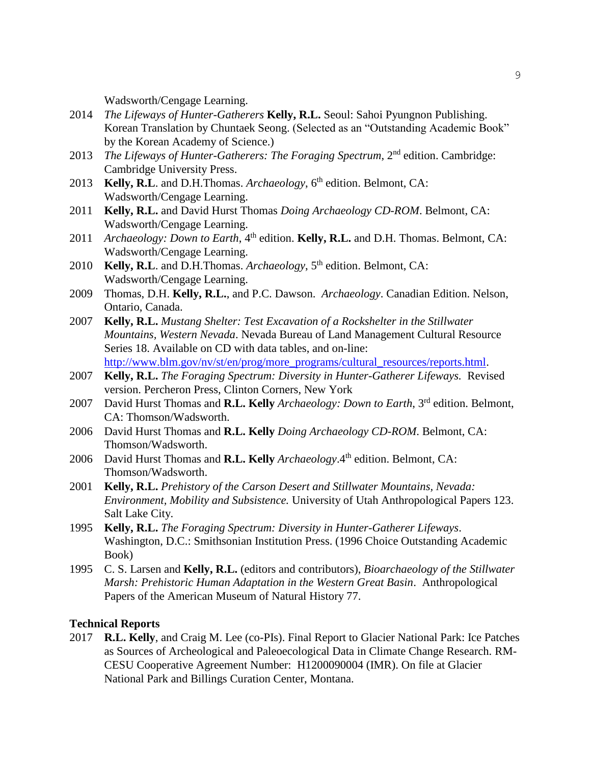Wadsworth/Cengage Learning.

2014 *The Lifeways of Hunter-Gatherers* **Kelly, R.L.** Seoul: Sahoi Pyungnon Publishing. Korean Translation by Chuntaek Seong. (Selected as an "Outstanding Academic Book" by the Korean Academy of Science.)

2013 *The Lifeways of Hunter-Gatherers: The Foraging Spectrum*, 2nd edition. Cambridge: Cambridge University Press.

2013 **Kelly, R.L**. and D.H.Thomas. *Archaeology*, 6th edition. Belmont, CA: Wadsworth/Cengage Learning.

2011 **Kelly, R.L.** and David Hurst Thomas *Doing Archaeology CD-ROM*. Belmont, CA: Wadsworth/Cengage Learning.

2011 *Archaeology: Down to Earth*, 4th edition. **Kelly, R.L.** and D.H. Thomas. Belmont, CA: Wadsworth/Cengage Learning.

2010 **Kelly, R.L**. and D.H.Thomas. *Archaeology*, 5th edition. Belmont, CA: Wadsworth/Cengage Learning.

2009 Thomas, D.H. **Kelly, R.L.**, and P.C. Dawson. *Archaeology*. Canadian Edition. Nelson, Ontario, Canada.

2007 **Kelly, R.L.** *Mustang Shelter: Test Excavation of a Rockshelter in the Stillwater Mountains, Western Nevada*. Nevada Bureau of Land Management Cultural Resource Series 18. Available on CD with data tables, and on-line: http://www.blm.gov/nv/st/en/prog/more_programs/cultural_resources/reports.html.

2007 **Kelly, R.L.** *The Foraging Spectrum: Diversity in Hunter-Gatherer Lifeways.* Revised version. Percheron Press, Clinton Corners, New York

2007 David Hurst Thomas and **R.L. Kelly** *Archaeology: Down to Earth*, 3rd edition. Belmont, CA: Thomson/Wadsworth.

2006 David Hurst Thomas and **R.L. Kelly** *Doing Archaeology CD-ROM*. Belmont, CA: Thomson/Wadsworth.

2006 David Hurst Thomas and **R.L. Kelly** *Archaeology*.4th edition. Belmont, CA: Thomson/Wadsworth.

2001 **Kelly, R.L.** *Prehistory of the Carson Desert and Stillwater Mountains, Nevada: Environment, Mobility and Subsistence.* University of Utah Anthropological Papers 123. Salt Lake City.

1995 **Kelly, R.L.** *The Foraging Spectrum: Diversity in Hunter-Gatherer Lifeways*. Washington, D.C.: Smithsonian Institution Press. (1996 Choice Outstanding Academic Book)

1995 C. S. Larsen and **Kelly, R.L.** (editors and contributors), *Bioarchaeology of the Stillwater Marsh: Prehistoric Human Adaptation in the Western Great Basin*. Anthropological Papers of the American Museum of Natural History 77.

### Technical Reports

2017 **R.L. Kelly**, and Craig M. Lee (co-PIs). Final Report to Glacier National Park: Ice Patches as Sources of Archeological and Paleoecological Data in Climate Change Research. RM-CESU Cooperative Agreement Number: H1200090004 (IMR). On file at Glacier National Park and Billings Curation Center, Montana.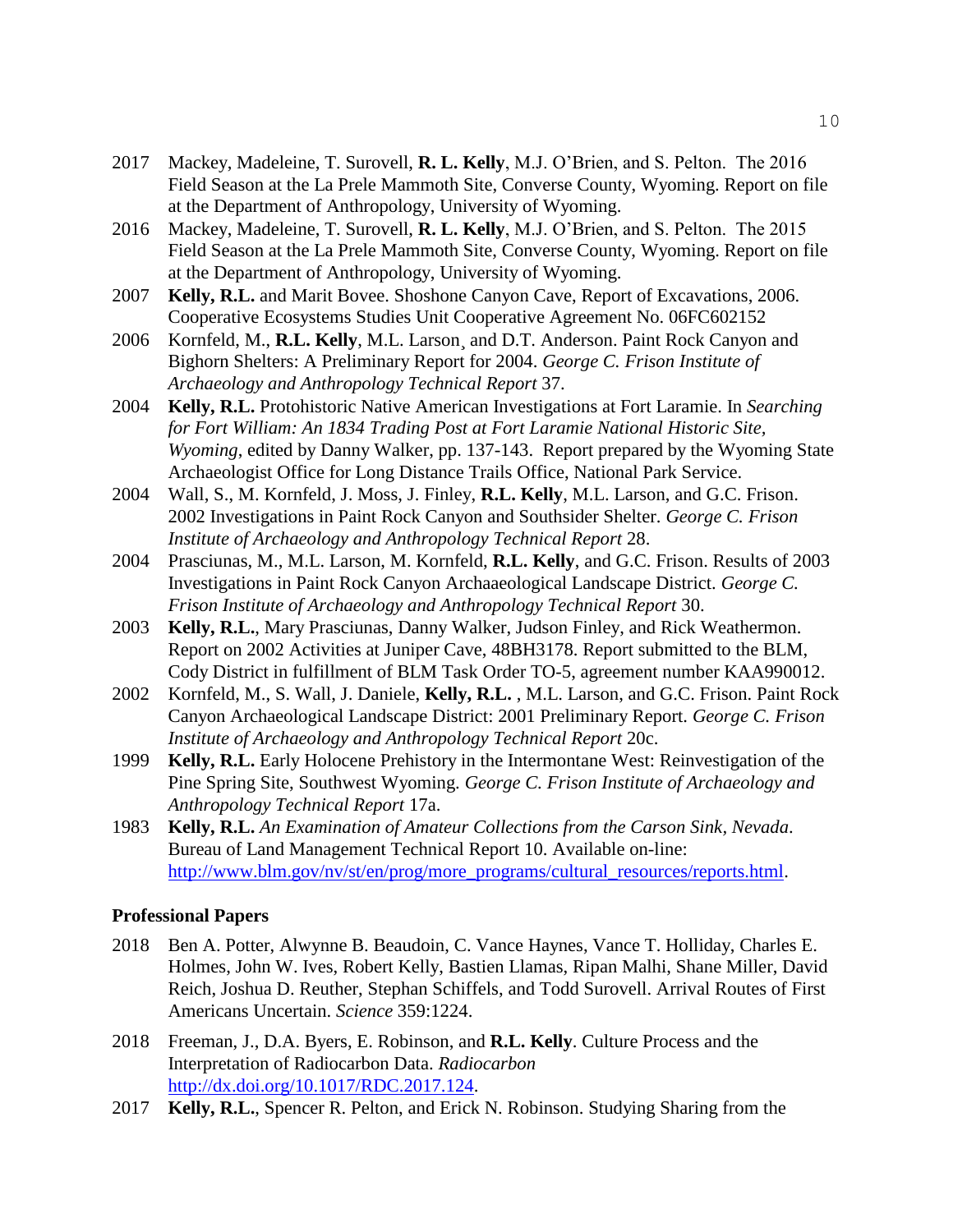2017 Mackey, Madeleine, T. Surovell, **R. L. Kelly**, M.J. O'Brien, and S. Pelton. The 2016 Field Season at the La Prele Mammoth Site, Converse County, Wyoming. Report on file at the Department of Anthropology, University of Wyoming.

2016 Mackey, Madeleine, T. Surovell, **R. L. Kelly**, M.J. O'Brien, and S. Pelton. The 2015 Field Season at the La Prele Mammoth Site, Converse County, Wyoming. Report on file at the Department of Anthropology, University of Wyoming.

2007 **Kelly, R.L.** and Marit Bovee. Shoshone Canyon Cave, Report of Excavations, 2006. Cooperative Ecosystems Studies Unit Cooperative Agreement No. 06FC602152

2006 Kornfeld, M., **R.L. Kelly**, M.L. Larson¸ and D.T. Anderson. Paint Rock Canyon and Bighorn Shelters: A Preliminary Report for 2004. *George C. Frison Institute of Archaeology and Anthropology Technical Report* 37.

2004 **Kelly, R.L.** Protohistoric Native American Investigations at Fort Laramie. In *Searching for Fort William: An 1834 Trading Post at Fort Laramie National Historic Site, Wyoming*, edited by Danny Walker, pp. 137-143. Report prepared by the Wyoming State Archaeologist Office for Long Distance Trails Office, National Park Service.

2004 Wall, S., M. Kornfeld, J. Moss, J. Finley, **R.L. Kelly**, M.L. Larson, and G.C. Frison. 2002 Investigations in Paint Rock Canyon and Southsider Shelter. *George C. Frison Institute of Archaeology and Anthropology Technical Report* 28.

2004 Prasciunas, M., M.L. Larson, M. Kornfeld, **R.L. Kelly**, and G.C. Frison. Results of 2003 Investigations in Paint Rock Canyon Archaaeological Landscape District. *George C. Frison Institute of Archaeology and Anthropology Technical Report* 30.

2003 **Kelly, R.L.**, Mary Prasciunas, Danny Walker, Judson Finley, and Rick Weathermon. Report on 2002 Activities at Juniper Cave, 48BH3178. Report submitted to the BLM, Cody District in fulfillment of BLM Task Order TO-5, agreement number KAA990012.

2002 Kornfeld, M., S. Wall, J. Daniele, **Kelly, R.L.** , M.L. Larson, and G.C. Frison. Paint Rock Canyon Archaeological Landscape District: 2001 Preliminary Report. *George C. Frison Institute of Archaeology and Anthropology Technical Report* 20c.

1999 **Kelly, R.L.** Early Holocene Prehistory in the Intermontane West: Reinvestigation of the Pine Spring Site, Southwest Wyoming. *George C. Frison Institute of Archaeology and Anthropology Technical Report* 17a.

1983 **Kelly, R.L.** *An Examination of Amateur Collections from the Carson Sink, Nevada*. Bureau of Land Management Technical Report 10. Available on-line: http://www.blm.gov/nv/st/en/prog/more_programs/cultural_resources/reports.html.

**Professional Papers**

2018 Ben A. Potter, Alwynne B. Beaudoin, C. Vance Haynes, Vance T. Holliday, Charles E. Holmes, John W. Ives, Robert Kelly, Bastien Llamas, Ripan Malhi, Shane Miller, David Reich, Joshua D. Reuther, Stephan Schiffels, and Todd Surovell. Arrival Routes of First Americans Uncertain. *Science* 359:1224.

2018 Freeman, J., D.A. Byers, E. Robinson, and **R.L. Kelly**. Culture Process and the Interpretation of Radiocarbon Data. *Radiocarbon* http://dx.doi.org/10.1017/RDC.2017.124.

2017 **Kelly, R.L.**, Spencer R. Pelton, and Erick N. Robinson. Studying Sharing from the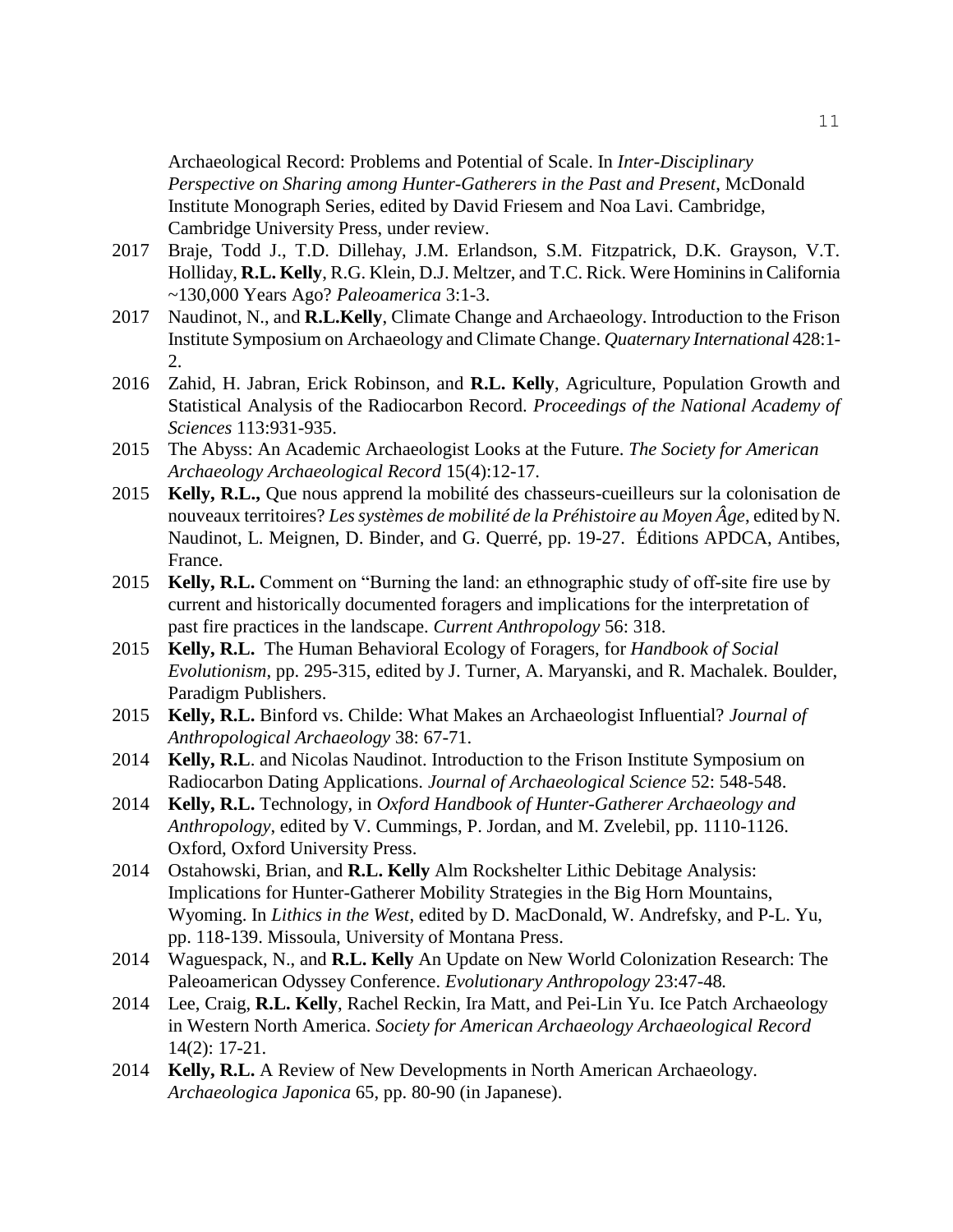Archaeological Record: Problems and Potential of Scale. In *Inter-Disciplinary Perspective on Sharing among Hunter-Gatherers in the Past and Present*, McDonald Institute Monograph Series, edited by David Friesem and Noa Lavi. Cambridge, Cambridge University Press, under review.

2017 Braje, Todd J., T.D. Dillehay, J.M. Erlandson, S.M. Fitzpatrick, D.K. Grayson, V.T. Holliday, **R.L. Kelly**, R.G. Klein, D.J. Meltzer, and T.C. Rick. Were Hominins in California ~130,000 Years Ago? *Paleoamerica* 3:1-3.

2017 Naudinot, N., and **R.L.Kelly**, Climate Change and Archaeology. Introduction to the Frison Institute Symposium on Archaeology and Climate Change. *Quaternary International* 428:1-2.

2016 Zahid, H. Jabran, Erick Robinson, and **R.L. Kelly**, Agriculture, Population Growth and Statistical Analysis of the Radiocarbon Record. *Proceedings of the National Academy of Sciences* 113:931-935.

2015 The Abyss: An Academic Archaeologist Looks at the Future. *The Society for American Archaeology Archaeological Record* 15(4):12-17.

2015 **Kelly, R.L.,** Que nous apprend la mobilité des chasseurs-cueilleurs sur la colonisation de nouveaux territoires? *Les systèmes de mobilité de la Préhistoire au Moyen Âge*, edited by N. Naudinot, L. Meignen, D. Binder, and G. Querré, pp. 19-27. Éditions APDCA, Antibes, France.

2015 **Kelly, R.L.** Comment on "Burning the land: an ethnographic study of off-site fire use by current and historically documented foragers and implications for the interpretation of past fire practices in the landscape. *Current Anthropology* 56: 318.

2015 **Kelly, R.L.** The Human Behavioral Ecology of Foragers, for *Handbook of Social Evolutionism*, pp. 295-315, edited by J. Turner, A. Maryanski, and R. Machalek. Boulder, Paradigm Publishers.

2015 **Kelly, R.L.** Binford vs. Childe: What Makes an Archaeologist Influential? *Journal of Anthropological Archaeology* 38: 67-71.

2014 **Kelly, R.L**. and Nicolas Naudinot. Introduction to the Frison Institute Symposium on Radiocarbon Dating Applications. *Journal of Archaeological Science* 52: 548-548.

2014 **Kelly, R.L.** Technology, in *Oxford Handbook of Hunter-Gatherer Archaeology and Anthropology*, edited by V. Cummings, P. Jordan, and M. Zvelebil, pp. 1110-1126. Oxford, Oxford University Press.

2014 Ostahowski, Brian, and **R.L. Kelly** Alm Rockshelter Lithic Debitage Analysis: Implications for Hunter-Gatherer Mobility Strategies in the Big Horn Mountains, Wyoming. In *Lithics in the West*, edited by D. MacDonald, W. Andrefsky, and P-L. Yu, pp. 118-139. Missoula, University of Montana Press.

2014 Waguespack, N., and **R.L. Kelly** An Update on New World Colonization Research: The Paleoamerican Odyssey Conference. *Evolutionary Anthropology* 23:47-48*.*

2014 Lee, Craig, **R.L. Kelly**, Rachel Reckin, Ira Matt, and Pei-Lin Yu. Ice Patch Archaeology in Western North America. *Society for American Archaeology Archaeological Record* 14(2): 17-21.

2014 **Kelly, R.L.** A Review of New Developments in North American Archaeology. *Archaeologica Japonica* 65, pp. 80-90 (in Japanese).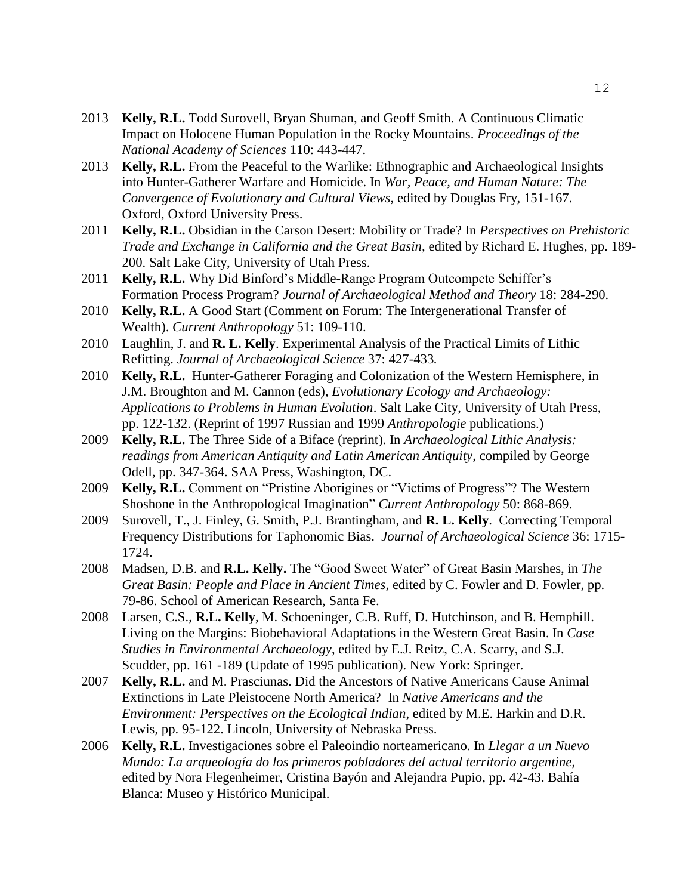2013 **Kelly, R.L.** Todd Surovell, Bryan Shuman, and Geoff Smith. A Continuous Climatic Impact on Holocene Human Population in the Rocky Mountains. *Proceedings of the National Academy of Sciences* 110: 443-447.

2013 **Kelly, R.L.** From the Peaceful to the Warlike: Ethnographic and Archaeological Insights into Hunter-Gatherer Warfare and Homicide. In *War, Peace, and Human Nature: The Convergence of Evolutionary and Cultural Views*, edited by Douglas Fry, 151-167. Oxford, Oxford University Press.

2011 **Kelly, R.L.** Obsidian in the Carson Desert: Mobility or Trade? In *Perspectives on Prehistoric Trade and Exchange in California and the Great Basin,* edited by Richard E. Hughes, pp. 189-200. Salt Lake City, University of Utah Press.

2011 **Kelly, R.L.** Why Did Binford's Middle-Range Program Outcompete Schiffer's Formation Process Program? *Journal of Archaeological Method and Theory* 18: 284-290.

2010 **Kelly, R.L.** A Good Start (Comment on Forum: The Intergenerational Transfer of Wealth). *Current Anthropology* 51: 109-110.

2010 Laughlin, J. and **R. L. Kelly**. Experimental Analysis of the Practical Limits of Lithic Refitting. *Journal of Archaeological Science* 37: 427-433*.*

2010 **Kelly, R.L.** Hunter-Gatherer Foraging and Colonization of the Western Hemisphere, in J.M. Broughton and M. Cannon (eds), *Evolutionary Ecology and Archaeology: Applications to Problems in Human Evolution*. Salt Lake City, University of Utah Press, pp. 122-132. (Reprint of 1997 Russian and 1999 *Anthropologie* publications.)

2009 **Kelly, R.L.** The Three Side of a Biface (reprint). In *Archaeological Lithic Analysis: readings from American Antiquity and Latin American Antiquity*, compiled by George Odell, pp. 347-364. SAA Press, Washington, DC.

2009 **Kelly, R.L.** Comment on "Pristine Aborigines or "Victims of Progress"? The Western Shoshone in the Anthropological Imagination" *Current Anthropology* 50: 868-869.

2009 Surovell, T., J. Finley, G. Smith, P.J. Brantingham, and **R. L. Kelly**. Correcting Temporal Frequency Distributions for Taphonomic Bias. *Journal of Archaeological Science* 36: 1715-1724.

2008 Madsen, D.B. and **R.L. Kelly.** The "Good Sweet Water" of Great Basin Marshes, in *The Great Basin: People and Place in Ancient Times*, edited by C. Fowler and D. Fowler, pp. 79-86. School of American Research, Santa Fe.

2008 Larsen, C.S., **R.L. Kelly**, M. Schoeninger, C.B. Ruff, D. Hutchinson, and B. Hemphill. Living on the Margins: Biobehavioral Adaptations in the Western Great Basin. In *Case Studies in Environmental Archaeology*, edited by E.J. Reitz, C.A. Scarry, and S.J. Scudder, pp. 161 -189 (Update of 1995 publication). New York: Springer.

2007 **Kelly, R.L.** and M. Prasciunas. Did the Ancestors of Native Americans Cause Animal Extinctions in Late Pleistocene North America? In *Native Americans and the Environment: Perspectives on the Ecological Indian*, edited by M.E. Harkin and D.R. Lewis, pp. 95-122. Lincoln, University of Nebraska Press.

2006 **Kelly, R.L.** Investigaciones sobre el Paleoindio norteamericano. In *Llegar a un Nuevo Mundo: La arqueología do los primeros pobladores del actual territorio argentine*, edited by Nora Flegenheimer, Cristina Bayón and Alejandra Pupio, pp. 42-43. Bahía Blanca: Museo y Histórico Municipal.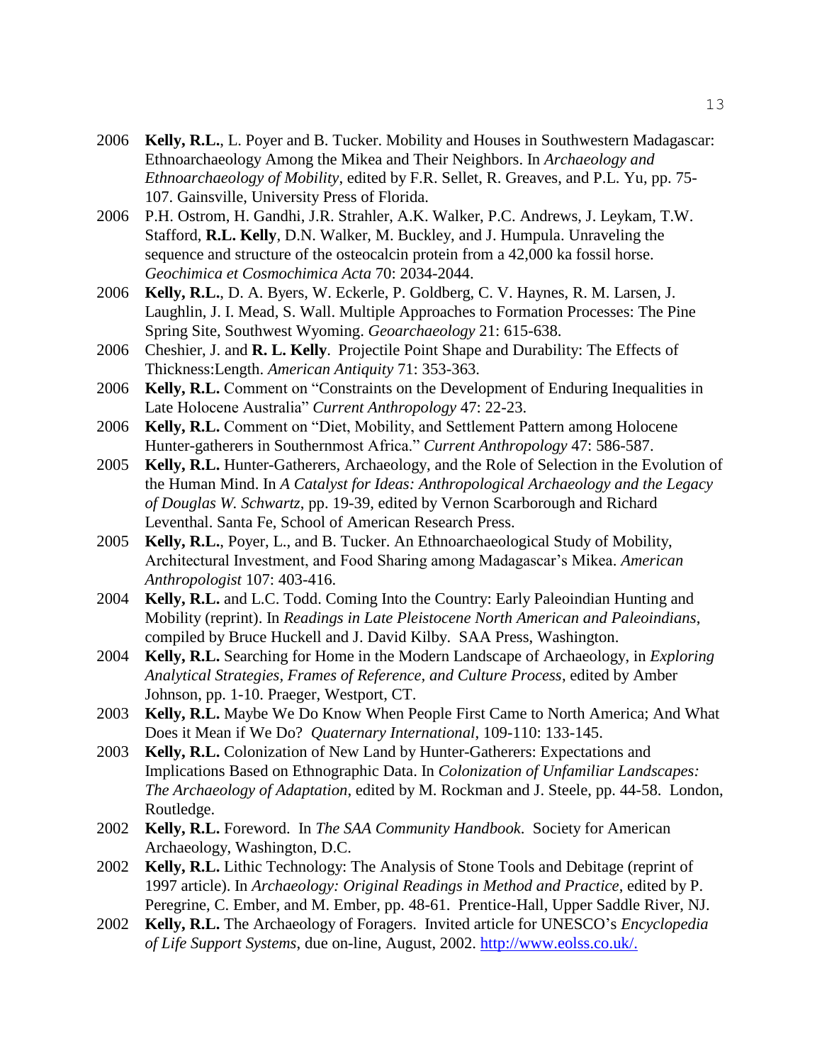2006 **Kelly, R.L.**, L. Poyer and B. Tucker. Mobility and Houses in Southwestern Madagascar: Ethnoarchaeology Among the Mikea and Their Neighbors. In *Archaeology and Ethnoarchaeology of Mobility*, edited by F.R. Sellet, R. Greaves, and P.L. Yu, pp. 75-107. Gainsville, University Press of Florida.

2006 P.H. Ostrom, H. Gandhi, J.R. Strahler, A.K. Walker, P.C. Andrews, J. Leykam, T.W. Stafford, **R.L. Kelly**, D.N. Walker, M. Buckley, and J. Humpula. Unraveling the sequence and structure of the osteocalcin protein from a 42,000 ka fossil horse. *Geochimica et Cosmochimica Acta* 70: 2034-2044.

2006 **Kelly, R.L.**, D. A. Byers, W. Eckerle, P. Goldberg, C. V. Haynes, R. M. Larsen, J. Laughlin, J. I. Mead, S. Wall. Multiple Approaches to Formation Processes: The Pine Spring Site, Southwest Wyoming. *Geoarchaeology* 21: 615-638.

2006 Cheshier, J. and **R. L. Kelly**. Projectile Point Shape and Durability: The Effects of Thickness:Length. *American Antiquity* 71: 353-363.

2006 **Kelly, R.L.** Comment on "Constraints on the Development of Enduring Inequalities in Late Holocene Australia" *Current Anthropology* 47: 22-23.

2006 **Kelly, R.L.** Comment on "Diet, Mobility, and Settlement Pattern among Holocene Hunter-gatherers in Southernmost Africa." *Current Anthropology* 47: 586-587.

2005 **Kelly, R.L.** Hunter-Gatherers, Archaeology, and the Role of Selection in the Evolution of the Human Mind. In *A Catalyst for Ideas: Anthropological Archaeology and the Legacy of Douglas W. Schwartz*, pp. 19-39, edited by Vernon Scarborough and Richard Leventhal. Santa Fe, School of American Research Press.

2005 **Kelly, R.L.**, Poyer, L., and B. Tucker. An Ethnoarchaeological Study of Mobility, Architectural Investment, and Food Sharing among Madagascar's Mikea. *American Anthropologist* 107: 403-416.

2004 **Kelly, R.L.** and L.C. Todd. Coming Into the Country: Early Paleoindian Hunting and Mobility (reprint). In *Readings in Late Pleistocene North American and Paleoindians*, compiled by Bruce Huckell and J. David Kilby. SAA Press, Washington.

2004 **Kelly, R.L.** Searching for Home in the Modern Landscape of Archaeology, in *Exploring Analytical Strategies, Frames of Reference, and Culture Process*, edited by Amber Johnson, pp. 1-10. Praeger, Westport, CT.

2003 **Kelly, R.L.** Maybe We Do Know When People First Came to North America; And What Does it Mean if We Do? *Quaternary International*, 109-110: 133-145.

2003 **Kelly, R.L.** Colonization of New Land by Hunter-Gatherers: Expectations and Implications Based on Ethnographic Data. In *Colonization of Unfamiliar Landscapes: The Archaeology of Adaptation*, edited by M. Rockman and J. Steele, pp. 44-58. London, Routledge.

2002 **Kelly, R.L.** Foreword. In *The SAA Community Handbook*. Society for American Archaeology, Washington, D.C.

2002 **Kelly, R.L.** Lithic Technology: The Analysis of Stone Tools and Debitage (reprint of 1997 article). In *Archaeology: Original Readings in Method and Practice*, edited by P. Peregrine, C. Ember, and M. Ember, pp. 48-61. Prentice-Hall, Upper Saddle River, NJ.

2002 **Kelly, R.L.** The Archaeology of Foragers. Invited article for UNESCO's *Encyclopedia of Life Support Systems*, due on-line, August, 2002. http://www.eolss.co.uk/.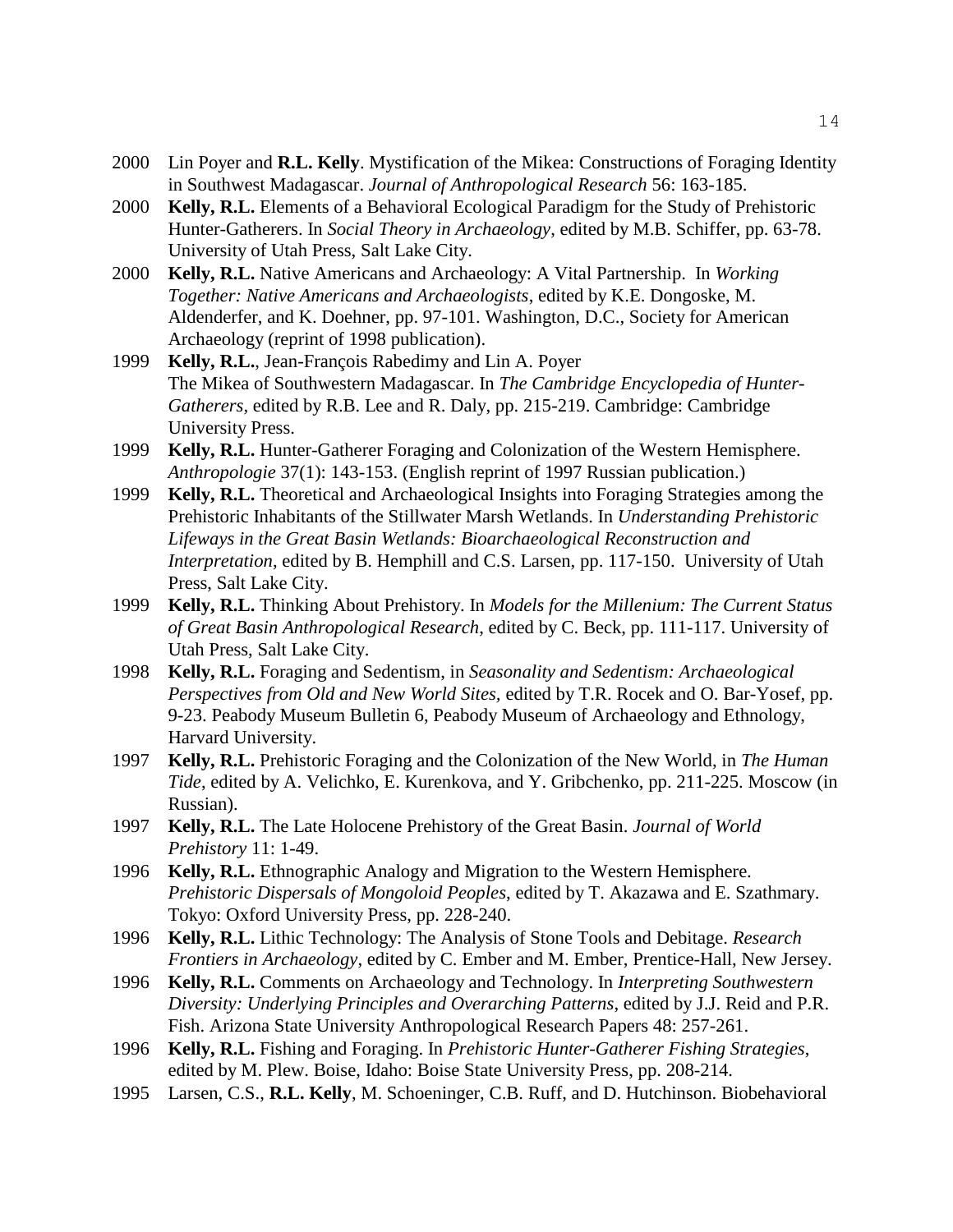2000 Lin Poyer and **R.L. Kelly**. Mystification of the Mikea: Constructions of Foraging Identity in Southwest Madagascar. *Journal of Anthropological Research* 56: 163-185.

2000 **Kelly, R.L.** Elements of a Behavioral Ecological Paradigm for the Study of Prehistoric Hunter-Gatherers. In *Social Theory in Archaeology*, edited by M.B. Schiffer, pp. 63-78. University of Utah Press, Salt Lake City.

2000 **Kelly, R.L.** Native Americans and Archaeology: A Vital Partnership. In *Working Together: Native Americans and Archaeologists*, edited by K.E. Dongoske, M. Aldenderfer, and K. Doehner, pp. 97-101. Washington, D.C., Society for American Archaeology (reprint of 1998 publication).

1999 **Kelly, R.L.**, Jean-François Rabedimy and Lin A. Poyer The Mikea of Southwestern Madagascar. In *The Cambridge Encyclopedia of Hunter-Gatherers*, edited by R.B. Lee and R. Daly, pp. 215-219. Cambridge: Cambridge University Press.

1999 **Kelly, R.L.** Hunter-Gatherer Foraging and Colonization of the Western Hemisphere. *Anthropologie* 37(1): 143-153. (English reprint of 1997 Russian publication.)

1999 **Kelly, R.L.** Theoretical and Archaeological Insights into Foraging Strategies among the Prehistoric Inhabitants of the Stillwater Marsh Wetlands. In *Understanding Prehistoric Lifeways in the Great Basin Wetlands: Bioarchaeological Reconstruction and Interpretation*, edited by B. Hemphill and C.S. Larsen, pp. 117-150. University of Utah Press, Salt Lake City.

1999 **Kelly, R.L.** Thinking About Prehistory. In *Models for the Millenium: The Current Status of Great Basin Anthropological Research*, edited by C. Beck, pp. 111-117. University of Utah Press, Salt Lake City.

1998 **Kelly, R.L.** Foraging and Sedentism, in *Seasonality and Sedentism: Archaeological Perspectives from Old and New World Sites*, edited by T.R. Rocek and O. Bar-Yosef, pp. 9-23. Peabody Museum Bulletin 6, Peabody Museum of Archaeology and Ethnology, Harvard University.

1997 **Kelly, R.L.** Prehistoric Foraging and the Colonization of the New World, in *The Human Tide*, edited by A. Velichko, E. Kurenkova, and Y. Gribchenko, pp. 211-225. Moscow (in Russian).

1997 **Kelly, R.L.** The Late Holocene Prehistory of the Great Basin. *Journal of World Prehistory* 11: 1-49.

1996 **Kelly, R.L.** Ethnographic Analogy and Migration to the Western Hemisphere. *Prehistoric Dispersals of Mongoloid Peoples*, edited by T. Akazawa and E. Szathmary. Tokyo: Oxford University Press, pp. 228-240.

1996 **Kelly, R.L.** Lithic Technology: The Analysis of Stone Tools and Debitage. *Research Frontiers in Archaeology*, edited by C. Ember and M. Ember, Prentice-Hall, New Jersey.

1996 **Kelly, R.L.** Comments on Archaeology and Technology. In *Interpreting Southwestern Diversity: Underlying Principles and Overarching Patterns*, edited by J.J. Reid and P.R. Fish. Arizona State University Anthropological Research Papers 48: 257-261.

1996 **Kelly, R.L.** Fishing and Foraging. In *Prehistoric Hunter-Gatherer Fishing Strategies*, edited by M. Plew. Boise, Idaho: Boise State University Press, pp. 208-214.

1995 Larsen, C.S., **R.L. Kelly**, M. Schoeninger, C.B. Ruff, and D. Hutchinson. Biobehavioral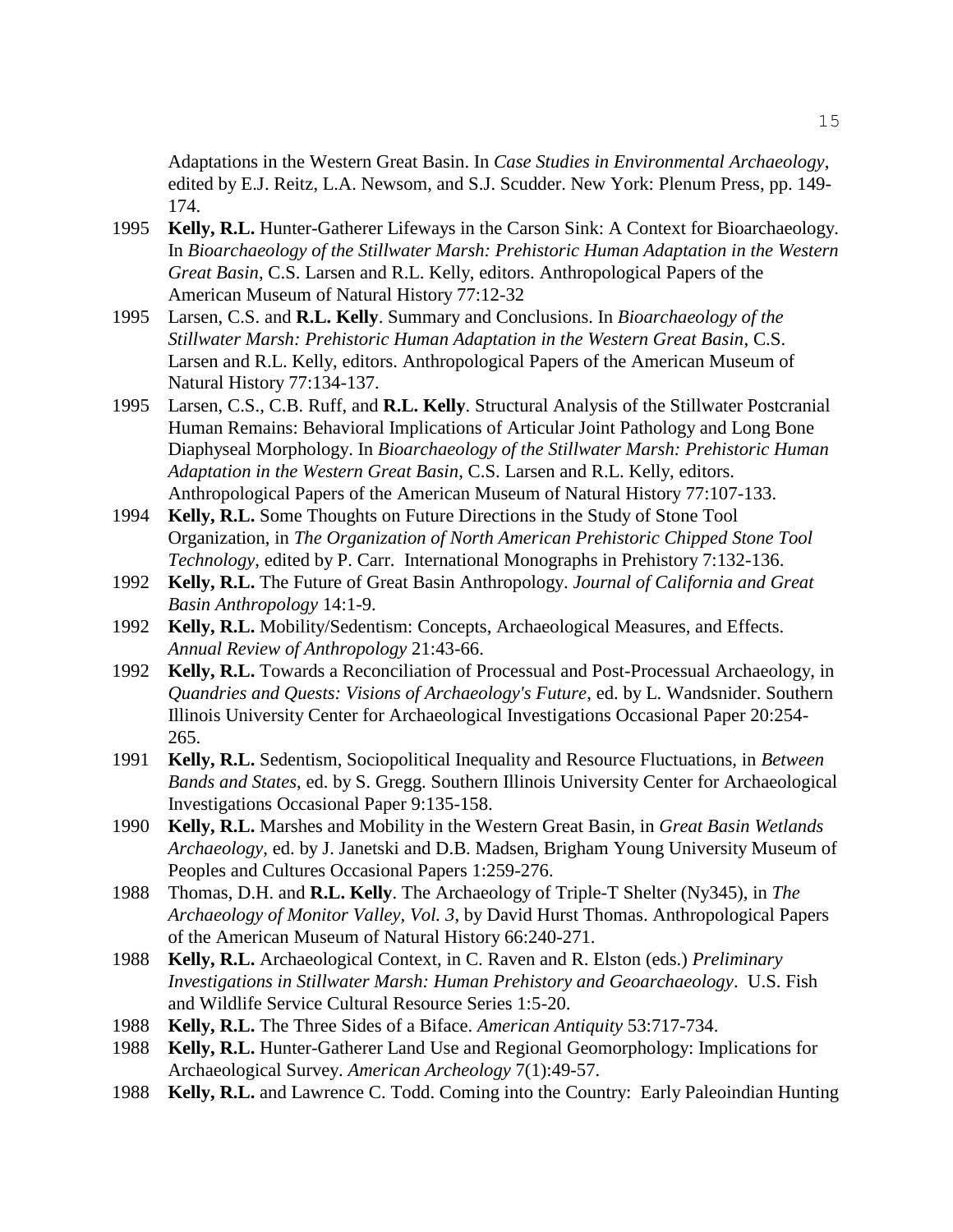Adaptations in the Western Great Basin. In *Case Studies in Environmental Archaeology*, edited by E.J. Reitz, L.A. Newsom, and S.J. Scudder. New York: Plenum Press, pp. 149-174.

1995 **Kelly, R.L.** Hunter-Gatherer Lifeways in the Carson Sink: A Context for Bioarchaeology. In *Bioarchaeology of the Stillwater Marsh: Prehistoric Human Adaptation in the Western Great Basin*, C.S. Larsen and R.L. Kelly, editors. Anthropological Papers of the American Museum of Natural History 77:12-32

1995 Larsen, C.S. and **R.L. Kelly**. Summary and Conclusions. In *Bioarchaeology of the Stillwater Marsh: Prehistoric Human Adaptation in the Western Great Basin*, C.S. Larsen and R.L. Kelly, editors. Anthropological Papers of the American Museum of Natural History 77:134-137.

1995 Larsen, C.S., C.B. Ruff, and **R.L. Kelly**. Structural Analysis of the Stillwater Postcranial Human Remains: Behavioral Implications of Articular Joint Pathology and Long Bone Diaphyseal Morphology. In *Bioarchaeology of the Stillwater Marsh: Prehistoric Human Adaptation in the Western Great Basin*, C.S. Larsen and R.L. Kelly, editors. Anthropological Papers of the American Museum of Natural History 77:107-133.

1994 **Kelly, R.L.** Some Thoughts on Future Directions in the Study of Stone Tool Organization, in *The Organization of North American Prehistoric Chipped Stone Tool Technology*, edited by P. Carr. International Monographs in Prehistory 7:132-136.

1992 **Kelly, R.L.** The Future of Great Basin Anthropology. *Journal of California and Great Basin Anthropology* 14:1-9.

1992 **Kelly, R.L.** Mobility/Sedentism: Concepts, Archaeological Measures, and Effects. *Annual Review of Anthropology* 21:43-66.

1992 **Kelly, R.L.** Towards a Reconciliation of Processual and Post-Processual Archaeology, in *Quandries and Quests: Visions of Archaeology's Future*, ed. by L. Wandsnider. Southern Illinois University Center for Archaeological Investigations Occasional Paper 20:254-265.

1991 **Kelly, R.L.** Sedentism, Sociopolitical Inequality and Resource Fluctuations, in *Between Bands and States*, ed. by S. Gregg. Southern Illinois University Center for Archaeological Investigations Occasional Paper 9:135-158.

1990 **Kelly, R.L.** Marshes and Mobility in the Western Great Basin, in *Great Basin Wetlands Archaeology*, ed. by J. Janetski and D.B. Madsen, Brigham Young University Museum of Peoples and Cultures Occasional Papers 1:259-276.

1988 Thomas, D.H. and **R.L. Kelly**. The Archaeology of Triple-T Shelter (Ny345), in *The Archaeology of Monitor Valley, Vol. 3*, by David Hurst Thomas. Anthropological Papers of the American Museum of Natural History 66:240-271.

1988 **Kelly, R.L.** Archaeological Context, in C. Raven and R. Elston (eds.) *Preliminary Investigations in Stillwater Marsh: Human Prehistory and Geoarchaeology*. U.S. Fish and Wildlife Service Cultural Resource Series 1:5-20.

1988 **Kelly, R.L.** The Three Sides of a Biface. *American Antiquity* 53:717-734.

1988 **Kelly, R.L.** Hunter-Gatherer Land Use and Regional Geomorphology: Implications for Archaeological Survey. *American Archeology* 7(1):49-57.

1988 **Kelly, R.L.** and Lawrence C. Todd. Coming into the Country: Early Paleoindian Hunting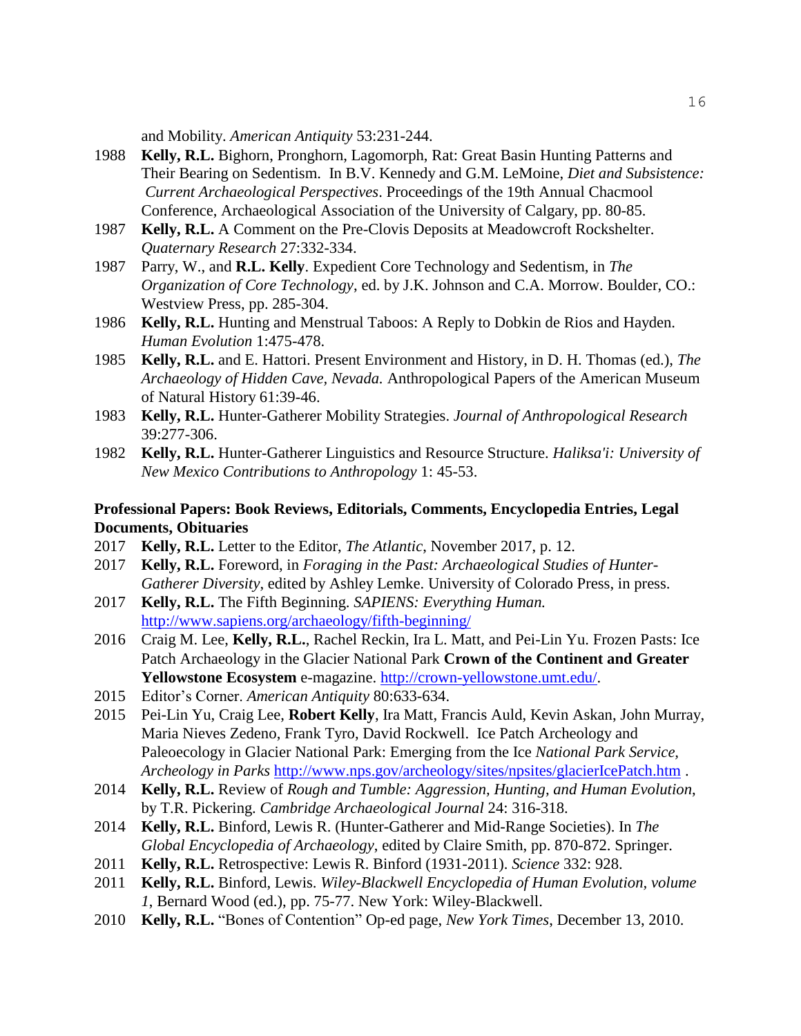and Mobility. *American Antiquity* 53:231-244.

- 1988 **Kelly, R.L.** Bighorn, Pronghorn, Lagomorph, Rat: Great Basin Hunting Patterns and Their Bearing on Sedentism. In B.V. Kennedy and G.M. LeMoine, *Diet and Subsistence: Current Archaeological Perspectives*. Proceedings of the 19th Annual Chacmool Conference, Archaeological Association of the University of Calgary, pp. 80-85.
- 1987 **Kelly, R.L.** A Comment on the Pre-Clovis Deposits at Meadowcroft Rockshelter. *Quaternary Research* 27:332-334.
- 1987 Parry, W., and **R.L. Kelly**. Expedient Core Technology and Sedentism, in *The Organization of Core Technology*, ed. by J.K. Johnson and C.A. Morrow. Boulder, CO.: Westview Press, pp. 285-304.
- 1986 **Kelly, R.L.** Hunting and Menstrual Taboos: A Reply to Dobkin de Rios and Hayden. *Human Evolution* 1:475-478.
- 1985 **Kelly, R.L.** and E. Hattori. Present Environment and History, in D. H. Thomas (ed.), *The Archaeology of Hidden Cave, Nevada.* Anthropological Papers of the American Museum of Natural History 61:39-46.
- 1983 **Kelly, R.L.** Hunter-Gatherer Mobility Strategies. *Journal of Anthropological Research* 39:277-306.
- 1982 **Kelly, R.L.** Hunter-Gatherer Linguistics and Resource Structure. *Haliksa'i: University of New Mexico Contributions to Anthropology* 1: 45-53.

**Professional Papers: Book Reviews, Editorials, Comments, Encyclopedia Entries, Legal Documents, Obituaries**

- 2017 **Kelly, R.L.** Letter to the Editor, *The Atlantic*, November 2017, p. 12.
- 2017 **Kelly, R.L.** Foreword, in *Foraging in the Past: Archaeological Studies of Hunter-Gatherer Diversity*, edited by Ashley Lemke. University of Colorado Press, in press.
- 2017 **Kelly, R.L.** The Fifth Beginning. *SAPIENS: Everything Human.* http://www.sapiens.org/archaeology/fifth-beginning/
- 2016 Craig M. Lee, **Kelly, R.L.**, Rachel Reckin, Ira L. Matt, and Pei-Lin Yu. Frozen Pasts: Ice Patch Archaeology in the Glacier National Park **Crown of the Continent and Greater Yellowstone Ecosystem** e-magazine. http://crown-yellowstone.umt.edu/.
- 2015 Editor's Corner. *American Antiquity* 80:633-634.
- 2015 Pei-Lin Yu, Craig Lee, **Robert Kelly**, Ira Matt, Francis Auld, Kevin Askan, John Murray, Maria Nieves Zedeno, Frank Tyro, David Rockwell. Ice Patch Archeology and Paleoecology in Glacier National Park: Emerging from the Ice *National Park Service, Archeology in Parks* http://www.nps.gov/archeology/sites/npsites/glacierIcePatch.htm .
- 2014 **Kelly, R.L.** Review of *Rough and Tumble: Aggression, Hunting, and Human Evolution*, by T.R. Pickering. *Cambridge Archaeological Journal* 24: 316-318.
- 2014 **Kelly, R.L.** Binford, Lewis R. (Hunter-Gatherer and Mid-Range Societies). In *The Global Encyclopedia of Archaeology*, edited by Claire Smith, pp. 870-872. Springer.
- 2011 **Kelly, R.L.** Retrospective: Lewis R. Binford (1931-2011). *Science* 332: 928.
- 2011 **Kelly, R.L.** Binford, Lewis. *Wiley-Blackwell Encyclopedia of Human Evolution, volume 1*, Bernard Wood (ed.), pp. 75-77. New York: Wiley-Blackwell.
- 2010 **Kelly, R.L.** "Bones of Contention" Op-ed page, *New York Times*, December 13, 2010.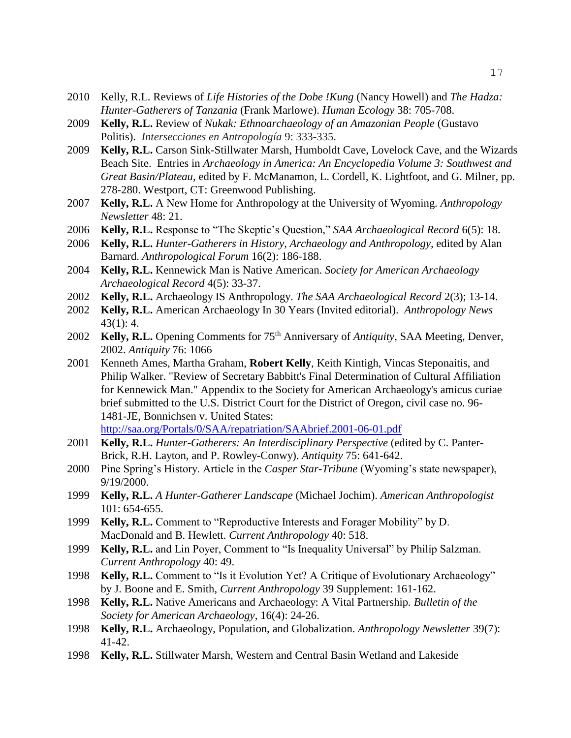2010 Kelly, R.L. Reviews of *Life Histories of the Dobe !Kung* (Nancy Howell) and *The Hadza: Hunter-Gatherers of Tanzania* (Frank Marlowe). *Human Ecology* 38: 705-708.

2009 **Kelly, R.L.** Review of *Nukak: Ethnoarchaeology of an Amazonian People* (Gustavo Politis). *Intersecciones en Antropología* 9: 333-335.

2009 **Kelly, R.L.** Carson Sink-Stillwater Marsh, Humboldt Cave, Lovelock Cave, and the Wizards Beach Site. Entries in *Archaeology in America: An Encyclopedia Volume 3: Southwest and Great Basin/Plateau*, edited by F. McManamon, L. Cordell, K. Lightfoot, and G. Milner, pp. 278-280. Westport, CT: Greenwood Publishing.

2007 **Kelly, R.L.** A New Home for Anthropology at the University of Wyoming. *Anthropology Newsletter* 48: 21.

2006 **Kelly, R.L.** Response to "The Skeptic's Question," *SAA Archaeological Record* 6(5): 18.

2006 **Kelly, R.L.** *Hunter-Gatherers in History, Archaeology and Anthropology*, edited by Alan Barnard. *Anthropological Forum* 16(2): 186-188.

2004 **Kelly, R.L.** Kennewick Man is Native American. *Society for American Archaeology Archaeological Record* 4(5): 33-37.

2002 **Kelly, R.L.** Archaeology IS Anthropology. *The SAA Archaeological Record* 2(3); 13-14.

2002 **Kelly, R.L.** American Archaeology In 30 Years (Invited editorial). *Anthropology News* 43(1): 4.

2002 **Kelly, R.L.** Opening Comments for 75th Anniversary of *Antiquity*, SAA Meeting, Denver, 2002. *Antiquity* 76: 1066

2001 Kenneth Ames, Martha Graham, **Robert Kelly**, Keith Kintigh, Vincas Steponaitis, and Philip Walker. "Review of Secretary Babbitt's Final Determination of Cultural Affiliation for Kennewick Man." Appendix to the Society for American Archaeology's amicus curiae brief submitted to the U.S. District Court for the District of Oregon, civil case no. 96-1481-JE, Bonnichsen v. United States: http://saa.org/Portals/0/SAA/repatriation/SAAbrief.2001-06-01.pdf

2001 **Kelly, R.L.** *Hunter-Gatherers: An Interdisciplinary Perspective* (edited by C. Panter-Brick, R.H. Layton, and P. Rowley-Conwy). *Antiquity* 75: 641-642.

2000 Pine Spring's History. Article in the *Casper Star-Tribune* (Wyoming's state newspaper), 9/19/2000.

1999 **Kelly, R.L.** *A Hunter-Gatherer Landscape* (Michael Jochim). *American Anthropologist* 101: 654-655.

1999 **Kelly, R.L.** Comment to "Reproductive Interests and Forager Mobility" by D. MacDonald and B. Hewlett. *Current Anthropology* 40: 518.

1999 **Kelly, R.L.** and Lin Poyer, Comment to "Is Inequality Universal" by Philip Salzman. *Current Anthropology* 40: 49.

1998 **Kelly, R.L.** Comment to "Is it Evolution Yet? A Critique of Evolutionary Archaeology" by J. Boone and E. Smith, *Current Anthropology* 39 Supplement: 161-162.

1998 **Kelly, R.L.** Native Americans and Archaeology: A Vital Partnership. *Bulletin of the Society for American Archaeology*, 16(4): 24-26.

1998 **Kelly, R.L.** Archaeology, Population, and Globalization. *Anthropology Newsletter* 39(7): 41-42.

1998 **Kelly, R.L.** Stillwater Marsh, Western and Central Basin Wetland and Lakeside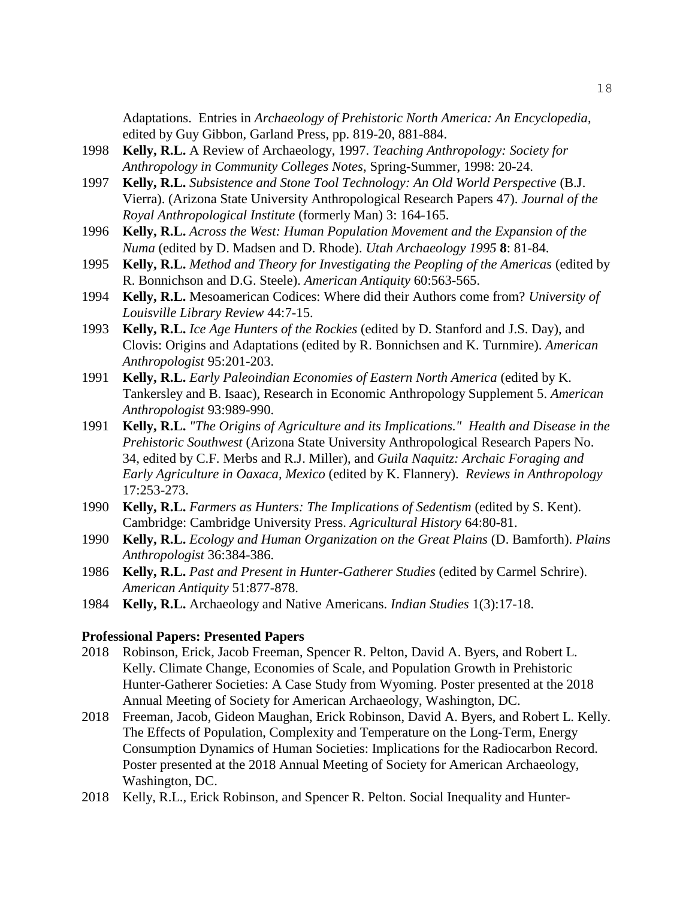Adaptations. Entries in *Archaeology of Prehistoric North America: An Encyclopedia*, edited by Guy Gibbon, Garland Press, pp. 819-20, 881-884.

1998 **Kelly, R.L.** A Review of Archaeology, 1997. *Teaching Anthropology: Society for Anthropology in Community Colleges Notes*, Spring-Summer, 1998: 20-24.

1997 **Kelly, R.L.** *Subsistence and Stone Tool Technology: An Old World Perspective* (B.J. Vierra). (Arizona State University Anthropological Research Papers 47). *Journal of the Royal Anthropological Institute* (formerly Man) 3: 164-165.

1996 **Kelly, R.L.** *Across the West: Human Population Movement and the Expansion of the Numa* (edited by D. Madsen and D. Rhode). *Utah Archaeology 1995* **8**: 81-84.

1995 **Kelly, R.L.** *Method and Theory for Investigating the Peopling of the Americas* (edited by R. Bonnichson and D.G. Steele). *American Antiquity* 60:563-565.

1994 **Kelly, R.L.** Mesoamerican Codices: Where did their Authors come from? *University of Louisville Library Review* 44:7-15.

1993 **Kelly, R.L.** *Ice Age Hunters of the Rockies* (edited by D. Stanford and J.S. Day), and Clovis: Origins and Adaptations (edited by R. Bonnichsen and K. Turnmire). *American Anthropologist* 95:201-203.

1991 **Kelly, R.L.** *Early Paleoindian Economies of Eastern North America* (edited by K. Tankersley and B. Isaac), Research in Economic Anthropology Supplement 5. *American Anthropologist* 93:989-990.

1991 **Kelly, R.L.** *"The Origins of Agriculture and its Implications." Health and Disease in the Prehistoric Southwest* (Arizona State University Anthropological Research Papers No. 34, edited by C.F. Merbs and R.J. Miller), and *Guila Naquitz: Archaic Foraging and Early Agriculture in Oaxaca, Mexico* (edited by K. Flannery). *Reviews in Anthropology* 17:253-273.

1990 **Kelly, R.L.** *Farmers as Hunters: The Implications of Sedentism* (edited by S. Kent). Cambridge: Cambridge University Press. *Agricultural History* 64:80-81.

1990 **Kelly, R.L.** *Ecology and Human Organization on the Great Plains* (D. Bamforth). *Plains Anthropologist* 36:384-386.

1986 **Kelly, R.L.** *Past and Present in Hunter-Gatherer Studies* (edited by Carmel Schrire). *American Antiquity* 51:877-878.

1984 **Kelly, R.L.** Archaeology and Native Americans. *Indian Studies* 1(3):17-18.

**Professional Papers: Presented Papers**

2018 Robinson, Erick, Jacob Freeman, Spencer R. Pelton, David A. Byers, and Robert L. Kelly. Climate Change, Economies of Scale, and Population Growth in Prehistoric Hunter-Gatherer Societies: A Case Study from Wyoming. Poster presented at the 2018 Annual Meeting of Society for American Archaeology, Washington, DC.

2018 Freeman, Jacob, Gideon Maughan, Erick Robinson, David A. Byers, and Robert L. Kelly. The Effects of Population, Complexity and Temperature on the Long-Term, Energy Consumption Dynamics of Human Societies: Implications for the Radiocarbon Record. Poster presented at the 2018 Annual Meeting of Society for American Archaeology, Washington, DC.

2018 Kelly, R.L., Erick Robinson, and Spencer R. Pelton. Social Inequality and Hunter-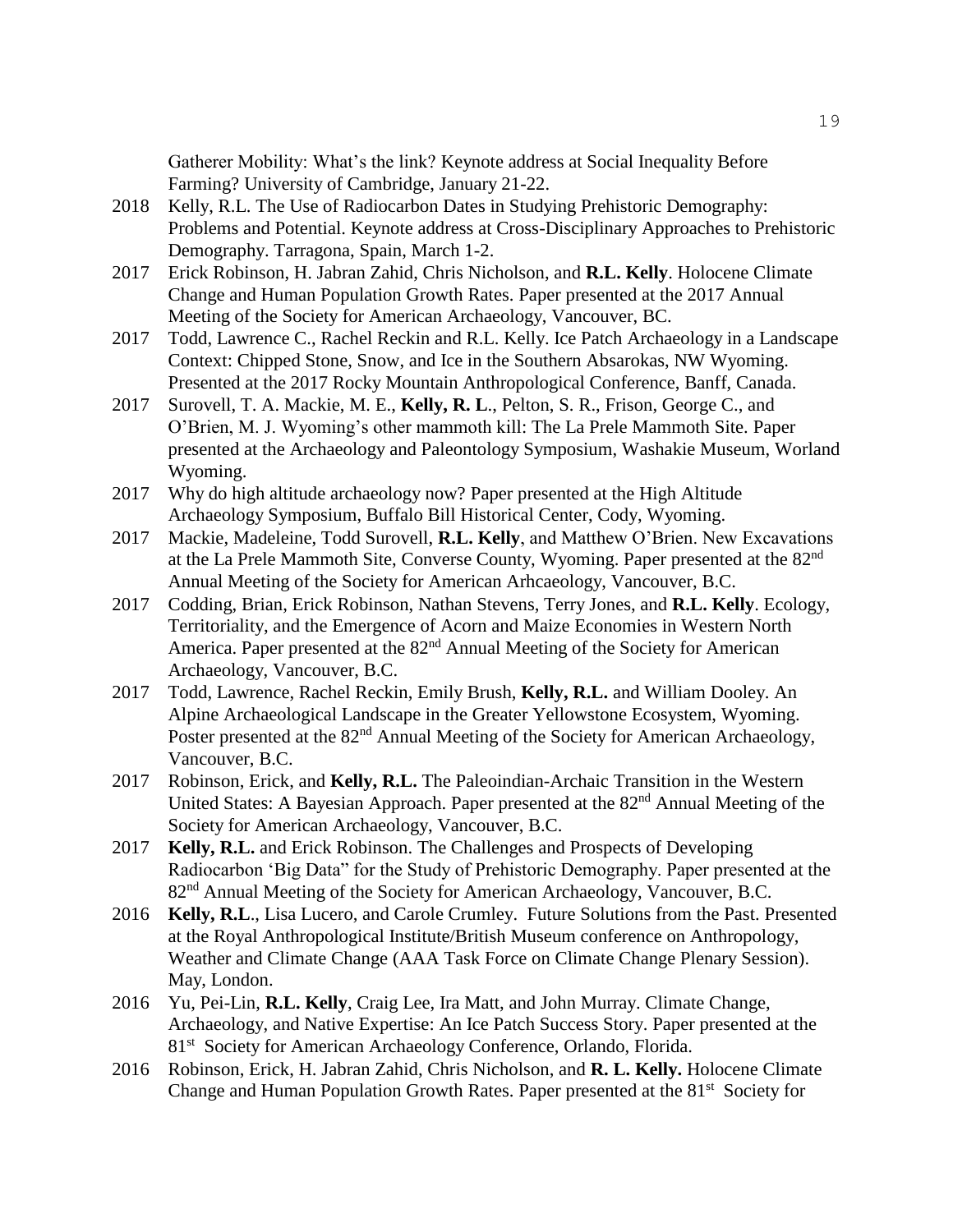Gatherer Mobility: What's the link? Keynote address at Social Inequality Before Farming? University of Cambridge, January 21-22.

2018 Kelly, R.L. The Use of Radiocarbon Dates in Studying Prehistoric Demography: Problems and Potential. Keynote address at Cross-Disciplinary Approaches to Prehistoric Demography. Tarragona, Spain, March 1-2.

2017 Erick Robinson, H. Jabran Zahid, Chris Nicholson, and **R.L. Kelly**. Holocene Climate Change and Human Population Growth Rates. Paper presented at the 2017 Annual Meeting of the Society for American Archaeology, Vancouver, BC.

2017 Todd, Lawrence C., Rachel Reckin and R.L. Kelly. Ice Patch Archaeology in a Landscape Context: Chipped Stone, Snow, and Ice in the Southern Absarokas, NW Wyoming. Presented at the 2017 Rocky Mountain Anthropological Conference, Banff, Canada.

2017 Surovell, T. A. Mackie, M. E., **Kelly, R. L**., Pelton, S. R., Frison, George C., and O'Brien, M. J. Wyoming's other mammoth kill: The La Prele Mammoth Site. Paper presented at the Archaeology and Paleontology Symposium, Washakie Museum, Worland Wyoming.

2017 Why do high altitude archaeology now? Paper presented at the High Altitude Archaeology Symposium, Buffalo Bill Historical Center, Cody, Wyoming.

2017 Mackie, Madeleine, Todd Surovell, **R.L. Kelly**, and Matthew O'Brien. New Excavations at the La Prele Mammoth Site, Converse County, Wyoming. Paper presented at the 82nd Annual Meeting of the Society for American Arhcaeology, Vancouver, B.C.

2017 Codding, Brian, Erick Robinson, Nathan Stevens, Terry Jones, and **R.L. Kelly**. Ecology, Territoriality, and the Emergence of Acorn and Maize Economies in Western North America. Paper presented at the 82nd Annual Meeting of the Society for American Archaeology, Vancouver, B.C.

2017 Todd, Lawrence, Rachel Reckin, Emily Brush, **Kelly, R.L.** and William Dooley. An Alpine Archaeological Landscape in the Greater Yellowstone Ecosystem, Wyoming. Poster presented at the 82nd Annual Meeting of the Society for American Archaeology, Vancouver, B.C.

2017 Robinson, Erick, and **Kelly, R.L.** The Paleoindian-Archaic Transition in the Western United States: A Bayesian Approach. Paper presented at the 82nd Annual Meeting of the Society for American Archaeology, Vancouver, B.C.

2017 **Kelly, R.L.** and Erick Robinson. The Challenges and Prospects of Developing Radiocarbon 'Big Data" for the Study of Prehistoric Demography. Paper presented at the 82nd Annual Meeting of the Society for American Archaeology, Vancouver, B.C.

2016 **Kelly, R.L**., Lisa Lucero, and Carole Crumley. Future Solutions from the Past. Presented at the Royal Anthropological Institute/British Museum conference on Anthropology, Weather and Climate Change (AAA Task Force on Climate Change Plenary Session). May, London.

2016 Yu, Pei-Lin, **R.L. Kelly**, Craig Lee, Ira Matt, and John Murray. Climate Change, Archaeology, and Native Expertise: An Ice Patch Success Story. Paper presented at the 81st Society for American Archaeology Conference, Orlando, Florida.

2016 Robinson, Erick, H. Jabran Zahid, Chris Nicholson, and **R. L. Kelly.** Holocene Climate Change and Human Population Growth Rates. Paper presented at the 81st Society for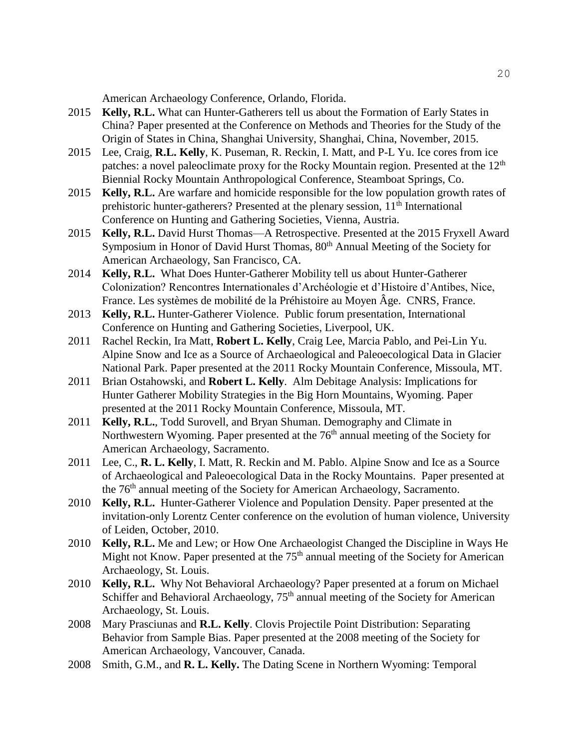American Archaeology Conference, Orlando, Florida.

2015 **Kelly, R.L.** What can Hunter-Gatherers tell us about the Formation of Early States in China? Paper presented at the Conference on Methods and Theories for the Study of the Origin of States in China, Shanghai University, Shanghai, China, November, 2015.

2015 Lee, Craig, **R.L. Kelly**, K. Puseman, R. Reckin, I. Matt, and P-L Yu. Ice cores from ice patches: a novel paleoclimate proxy for the Rocky Mountain region. Presented at the 12th Biennial Rocky Mountain Anthropological Conference, Steamboat Springs, Co.

2015 **Kelly, R.L.** Are warfare and homicide responsible for the low population growth rates of prehistoric hunter-gatherers? Presented at the plenary session, 11th International Conference on Hunting and Gathering Societies, Vienna, Austria.

2015 **Kelly, R.L.** David Hurst Thomas—A Retrospective. Presented at the 2015 Fryxell Award Symposium in Honor of David Hurst Thomas, 80th Annual Meeting of the Society for American Archaeology, San Francisco, CA.

2014 **Kelly, R.L.** What Does Hunter-Gatherer Mobility tell us about Hunter-Gatherer Colonization? Rencontres Internationales d'Archéologie et d'Histoire d'Antibes, Nice, France. Les systèmes de mobilité de la Préhistoire au Moyen Âge. CNRS, France.

2013 **Kelly, R.L.** Hunter-Gatherer Violence. Public forum presentation, International Conference on Hunting and Gathering Societies, Liverpool, UK.

2011 Rachel Reckin, Ira Matt, **Robert L. Kelly**, Craig Lee, Marcia Pablo, and Pei-Lin Yu. Alpine Snow and Ice as a Source of Archaeological and Paleoecological Data in Glacier National Park. Paper presented at the 2011 Rocky Mountain Conference, Missoula, MT.

2011 Brian Ostahowski, and **Robert L. Kelly**. Alm Debitage Analysis: Implications for Hunter Gatherer Mobility Strategies in the Big Horn Mountains, Wyoming. Paper presented at the 2011 Rocky Mountain Conference, Missoula, MT.

2011 **Kelly, R.L.**, Todd Surovell, and Bryan Shuman. Demography and Climate in Northwestern Wyoming. Paper presented at the 76th annual meeting of the Society for American Archaeology, Sacramento.

2011 Lee, C., **R. L. Kelly**, I. Matt, R. Reckin and M. Pablo. Alpine Snow and Ice as a Source of Archaeological and Paleoecological Data in the Rocky Mountains. Paper presented at the 76th annual meeting of the Society for American Archaeology, Sacramento.

2010 **Kelly, R.L.** Hunter-Gatherer Violence and Population Density. Paper presented at the invitation-only Lorentz Center conference on the evolution of human violence, University of Leiden, October, 2010.

2010 **Kelly, R.L.** Me and Lew; or How One Archaeologist Changed the Discipline in Ways He Might not Know. Paper presented at the 75th annual meeting of the Society for American Archaeology, St. Louis.

2010 **Kelly, R.L.** Why Not Behavioral Archaeology? Paper presented at a forum on Michael Schiffer and Behavioral Archaeology, 75th annual meeting of the Society for American Archaeology, St. Louis.

2008 Mary Prasciunas and **R.L. Kelly**. Clovis Projectile Point Distribution: Separating Behavior from Sample Bias. Paper presented at the 2008 meeting of the Society for American Archaeology, Vancouver, Canada.

2008 Smith, G.M., and **R. L. Kelly.** The Dating Scene in Northern Wyoming: Temporal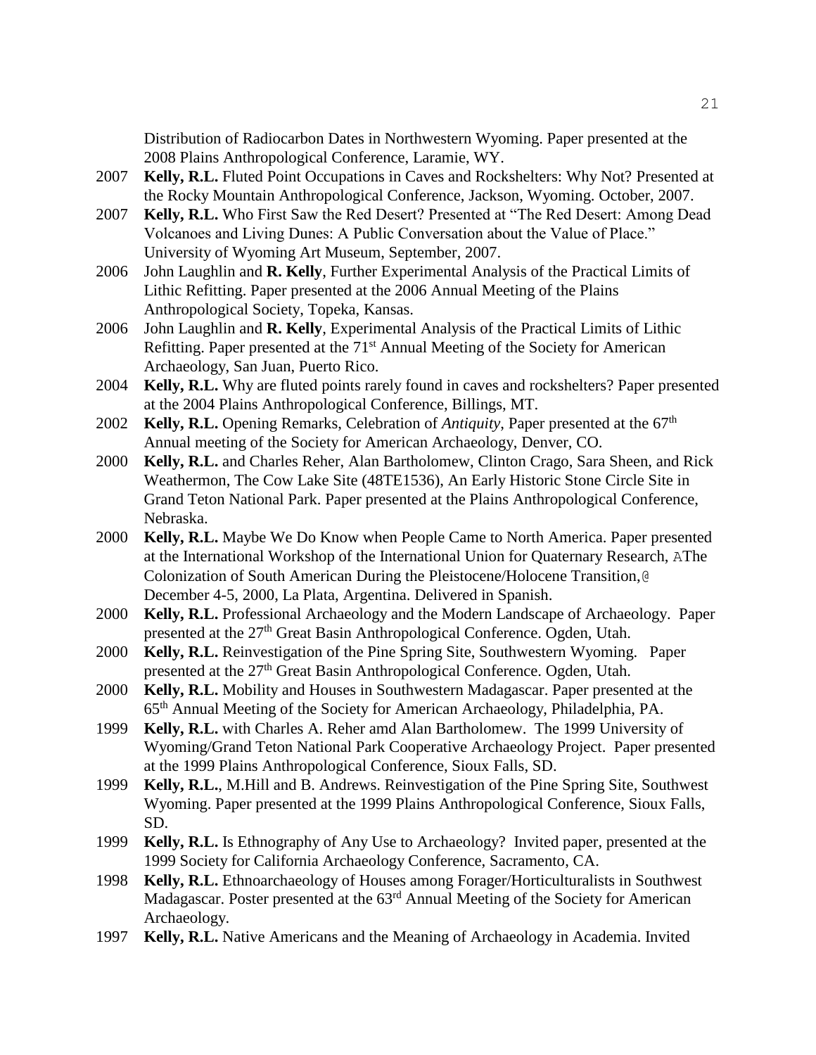Distribution of Radiocarbon Dates in Northwestern Wyoming. Paper presented at the 2008 Plains Anthropological Conference, Laramie, WY.

2007 **Kelly, R.L.** Fluted Point Occupations in Caves and Rockshelters: Why Not? Presented at the Rocky Mountain Anthropological Conference, Jackson, Wyoming. October, 2007.

2007 **Kelly, R.L.** Who First Saw the Red Desert? Presented at "The Red Desert: Among Dead Volcanoes and Living Dunes: A Public Conversation about the Value of Place." University of Wyoming Art Museum, September, 2007.

2006 John Laughlin and **R. Kelly**, Further Experimental Analysis of the Practical Limits of Lithic Refitting. Paper presented at the 2006 Annual Meeting of the Plains Anthropological Society, Topeka, Kansas.

2006 John Laughlin and **R. Kelly**, Experimental Analysis of the Practical Limits of Lithic Refitting. Paper presented at the 71st Annual Meeting of the Society for American Archaeology, San Juan, Puerto Rico.

2004 **Kelly, R.L.** Why are fluted points rarely found in caves and rockshelters? Paper presented at the 2004 Plains Anthropological Conference, Billings, MT.

2002 **Kelly, R.L.** Opening Remarks, Celebration of *Antiquity*, Paper presented at the 67th Annual meeting of the Society for American Archaeology, Denver, CO.

2000 **Kelly, R.L.** and Charles Reher, Alan Bartholomew, Clinton Crago, Sara Sheen, and Rick Weathermon, The Cow Lake Site (48TE1536), An Early Historic Stone Circle Site in Grand Teton National Park. Paper presented at the Plains Anthropological Conference, Nebraska.

2000 **Kelly, R.L.** Maybe We Do Know when People Came to North America. Paper presented at the International Workshop of the International Union for Quaternary Research, AThe Colonization of South American During the Pleistocene/Holocene Transition,@ December 4-5, 2000, La Plata, Argentina. Delivered in Spanish.

2000 **Kelly, R.L.** Professional Archaeology and the Modern Landscape of Archaeology. Paper presented at the 27th Great Basin Anthropological Conference. Ogden, Utah.

2000 **Kelly, R.L.** Reinvestigation of the Pine Spring Site, Southwestern Wyoming. Paper presented at the 27th Great Basin Anthropological Conference. Ogden, Utah.

2000 **Kelly, R.L.** Mobility and Houses in Southwestern Madagascar. Paper presented at the 65th Annual Meeting of the Society for American Archaeology, Philadelphia, PA.

1999 **Kelly, R.L.** with Charles A. Reher amd Alan Bartholomew. The 1999 University of Wyoming/Grand Teton National Park Cooperative Archaeology Project. Paper presented at the 1999 Plains Anthropological Conference, Sioux Falls, SD.

1999 **Kelly, R.L.**, M.Hill and B. Andrews. Reinvestigation of the Pine Spring Site, Southwest Wyoming. Paper presented at the 1999 Plains Anthropological Conference, Sioux Falls, SD.

1999 **Kelly, R.L.** Is Ethnography of Any Use to Archaeology? Invited paper, presented at the 1999 Society for California Archaeology Conference, Sacramento, CA.

1998 **Kelly, R.L.** Ethnoarchaeology of Houses among Forager/Horticulturalists in Southwest Madagascar. Poster presented at the 63rd Annual Meeting of the Society for American Archaeology.

1997 **Kelly, R.L.** Native Americans and the Meaning of Archaeology in Academia. Invited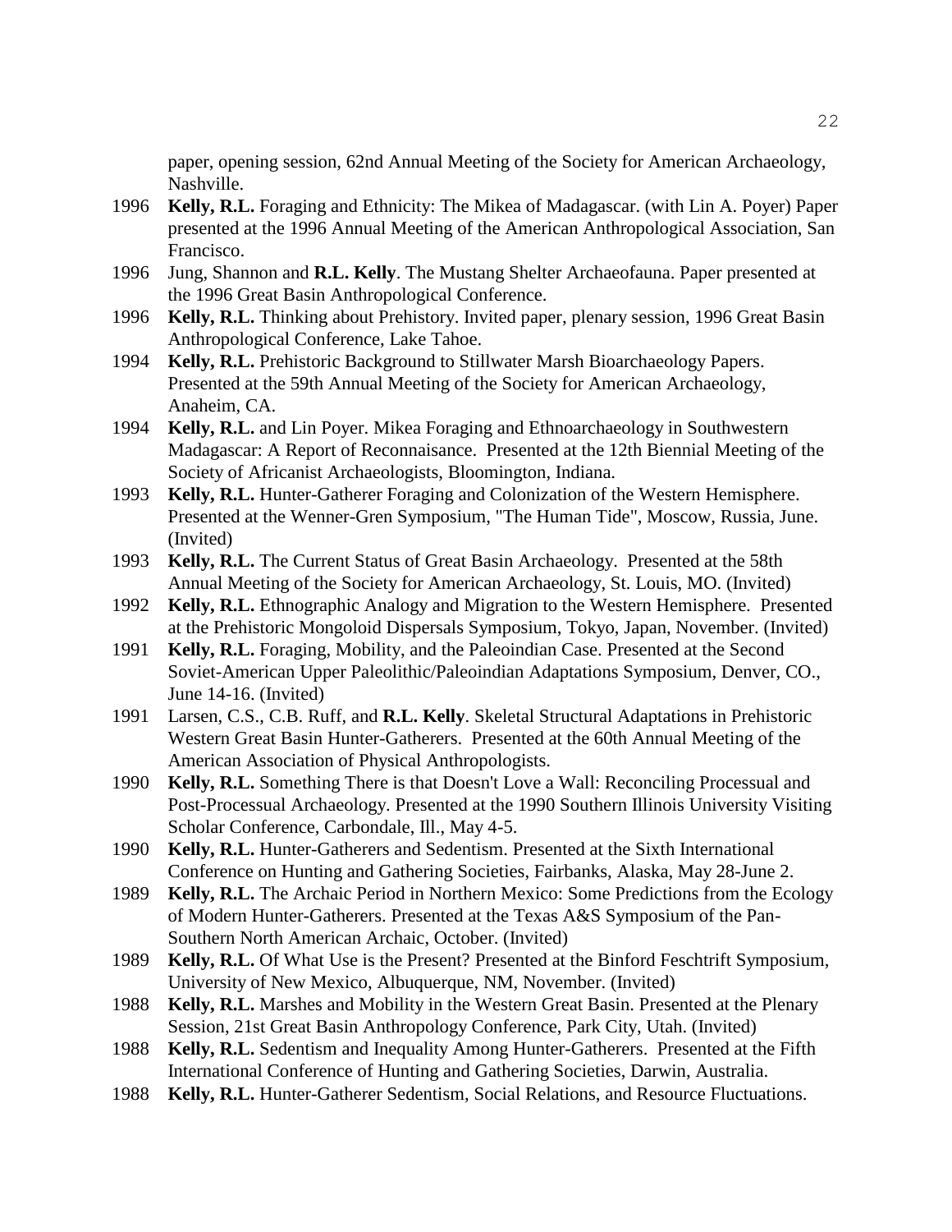paper, opening session, 62nd Annual Meeting of the Society for American Archaeology, Nashville.

1996 **Kelly, R.L.** Foraging and Ethnicity: The Mikea of Madagascar. (with Lin A. Poyer) Paper presented at the 1996 Annual Meeting of the American Anthropological Association, San Francisco.

1996 Jung, Shannon and **R.L. Kelly**. The Mustang Shelter Archaeofauna. Paper presented at the 1996 Great Basin Anthropological Conference.

1996 **Kelly, R.L.** Thinking about Prehistory. Invited paper, plenary session, 1996 Great Basin Anthropological Conference, Lake Tahoe.

1994 **Kelly, R.L.** Prehistoric Background to Stillwater Marsh Bioarchaeology Papers. Presented at the 59th Annual Meeting of the Society for American Archaeology, Anaheim, CA.

1994 **Kelly, R.L.** and Lin Poyer. Mikea Foraging and Ethnoarchaeology in Southwestern Madagascar: A Report of Reconnaisance. Presented at the 12th Biennial Meeting of the Society of Africanist Archaeologists, Bloomington, Indiana.

1993 **Kelly, R.L.** Hunter-Gatherer Foraging and Colonization of the Western Hemisphere. Presented at the Wenner-Gren Symposium, "The Human Tide", Moscow, Russia, June. (Invited)

1993 **Kelly, R.L.** The Current Status of Great Basin Archaeology. Presented at the 58th Annual Meeting of the Society for American Archaeology, St. Louis, MO. (Invited)

1992 **Kelly, R.L.** Ethnographic Analogy and Migration to the Western Hemisphere. Presented at the Prehistoric Mongoloid Dispersals Symposium, Tokyo, Japan, November. (Invited)

1991 **Kelly, R.L.** Foraging, Mobility, and the Paleoindian Case. Presented at the Second Soviet-American Upper Paleolithic/Paleoindian Adaptations Symposium, Denver, CO., June 14-16. (Invited)

1991 Larsen, C.S., C.B. Ruff, and **R.L. Kelly**. Skeletal Structural Adaptations in Prehistoric Western Great Basin Hunter-Gatherers. Presented at the 60th Annual Meeting of the American Association of Physical Anthropologists.

1990 **Kelly, R.L.** Something There is that Doesn't Love a Wall: Reconciling Processual and Post-Processual Archaeology. Presented at the 1990 Southern Illinois University Visiting Scholar Conference, Carbondale, Ill., May 4-5.

1990 **Kelly, R.L.** Hunter-Gatherers and Sedentism. Presented at the Sixth International Conference on Hunting and Gathering Societies, Fairbanks, Alaska, May 28-June 2.

1989 **Kelly, R.L.** The Archaic Period in Northern Mexico: Some Predictions from the Ecology of Modern Hunter-Gatherers. Presented at the Texas A&S Symposium of the Pan-Southern North American Archaic, October. (Invited)

1989 **Kelly, R.L.** Of What Use is the Present? Presented at the Binford Feschtrift Symposium, University of New Mexico, Albuquerque, NM, November. (Invited)

1988 **Kelly, R.L.** Marshes and Mobility in the Western Great Basin. Presented at the Plenary Session, 21st Great Basin Anthropology Conference, Park City, Utah. (Invited)

1988 **Kelly, R.L.** Sedentism and Inequality Among Hunter-Gatherers. Presented at the Fifth International Conference of Hunting and Gathering Societies, Darwin, Australia.

1988 **Kelly, R.L.** Hunter-Gatherer Sedentism, Social Relations, and Resource Fluctuations.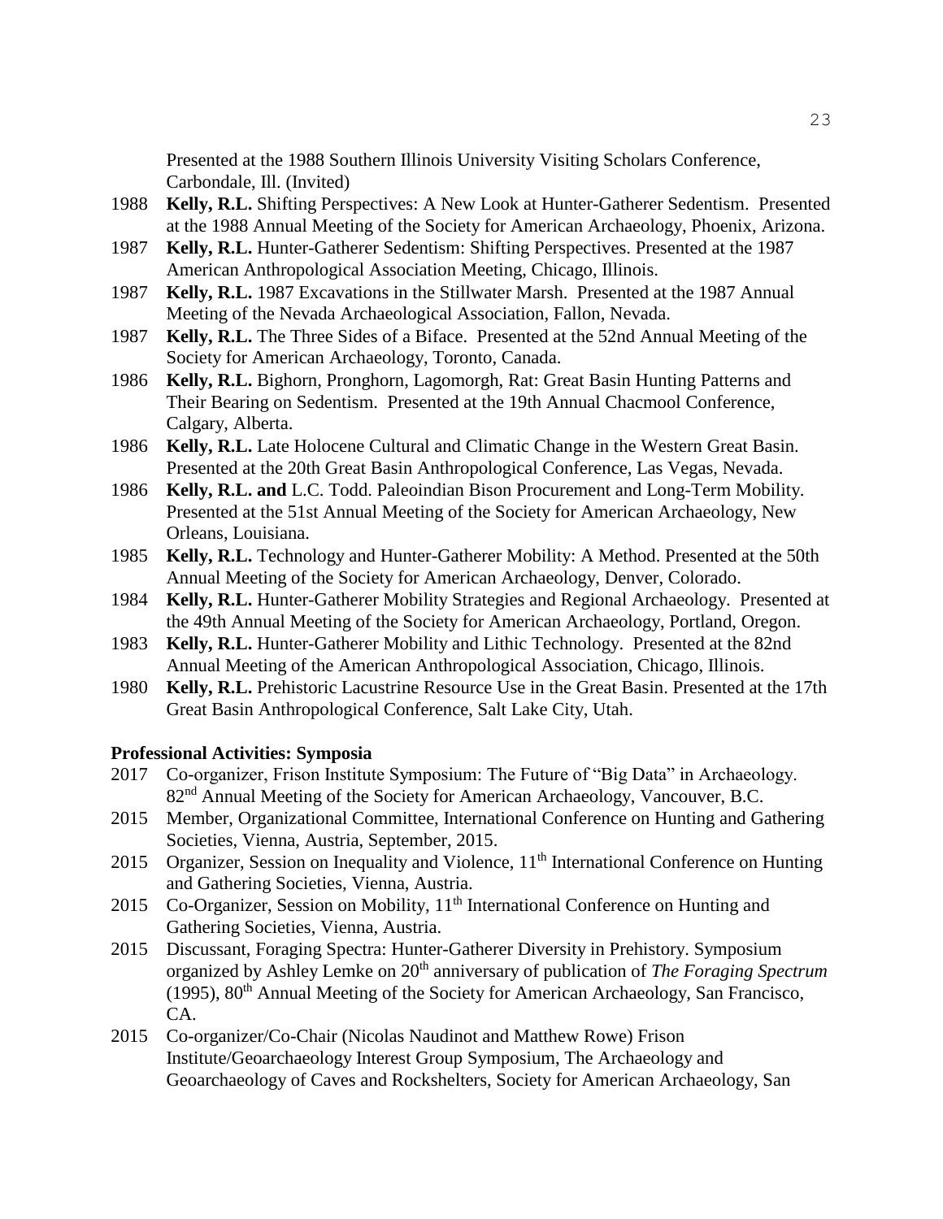Presented at the 1988 Southern Illinois University Visiting Scholars Conference, Carbondale, Ill. (Invited)

1988 **Kelly, R.L.** Shifting Perspectives: A New Look at Hunter-Gatherer Sedentism. Presented at the 1988 Annual Meeting of the Society for American Archaeology, Phoenix, Arizona.

1987 **Kelly, R.L.** Hunter-Gatherer Sedentism: Shifting Perspectives. Presented at the 1987 American Anthropological Association Meeting, Chicago, Illinois.

1987 **Kelly, R.L.** 1987 Excavations in the Stillwater Marsh. Presented at the 1987 Annual Meeting of the Nevada Archaeological Association, Fallon, Nevada.

1987 **Kelly, R.L.** The Three Sides of a Biface. Presented at the 52nd Annual Meeting of the Society for American Archaeology, Toronto, Canada.

1986 **Kelly, R.L.** Bighorn, Pronghorn, Lagomorgh, Rat: Great Basin Hunting Patterns and Their Bearing on Sedentism. Presented at the 19th Annual Chacmool Conference, Calgary, Alberta.

1986 **Kelly, R.L.** Late Holocene Cultural and Climatic Change in the Western Great Basin. Presented at the 20th Great Basin Anthropological Conference, Las Vegas, Nevada.

1986 **Kelly, R.L. and** L.C. Todd. Paleoindian Bison Procurement and Long-Term Mobility. Presented at the 51st Annual Meeting of the Society for American Archaeology, New Orleans, Louisiana.

1985 **Kelly, R.L.** Technology and Hunter-Gatherer Mobility: A Method. Presented at the 50th Annual Meeting of the Society for American Archaeology, Denver, Colorado.

1984 **Kelly, R.L.** Hunter-Gatherer Mobility Strategies and Regional Archaeology. Presented at the 49th Annual Meeting of the Society for American Archaeology, Portland, Oregon.

1983 **Kelly, R.L.** Hunter-Gatherer Mobility and Lithic Technology. Presented at the 82nd Annual Meeting of the American Anthropological Association, Chicago, Illinois.

1980 **Kelly, R.L.** Prehistoric Lacustrine Resource Use in the Great Basin. Presented at the 17th Great Basin Anthropological Conference, Salt Lake City, Utah.

**Professional Activities: Symposia**

2017 Co-organizer, Frison Institute Symposium: The Future of "Big Data" in Archaeology. 82nd Annual Meeting of the Society for American Archaeology, Vancouver, B.C.

2015 Member, Organizational Committee, International Conference on Hunting and Gathering Societies, Vienna, Austria, September, 2015.

2015 Organizer, Session on Inequality and Violence, 11th International Conference on Hunting and Gathering Societies, Vienna, Austria.

2015 Co-Organizer, Session on Mobility, 11th International Conference on Hunting and Gathering Societies, Vienna, Austria.

2015 Discussant, Foraging Spectra: Hunter-Gatherer Diversity in Prehistory. Symposium organized by Ashley Lemke on 20th anniversary of publication of *The Foraging Spectrum* (1995), 80th Annual Meeting of the Society for American Archaeology, San Francisco, CA.

2015 Co-organizer/Co-Chair (Nicolas Naudinot and Matthew Rowe) Frison Institute/Geoarchaeology Interest Group Symposium, The Archaeology and Geoarchaeology of Caves and Rockshelters, Society for American Archaeology, San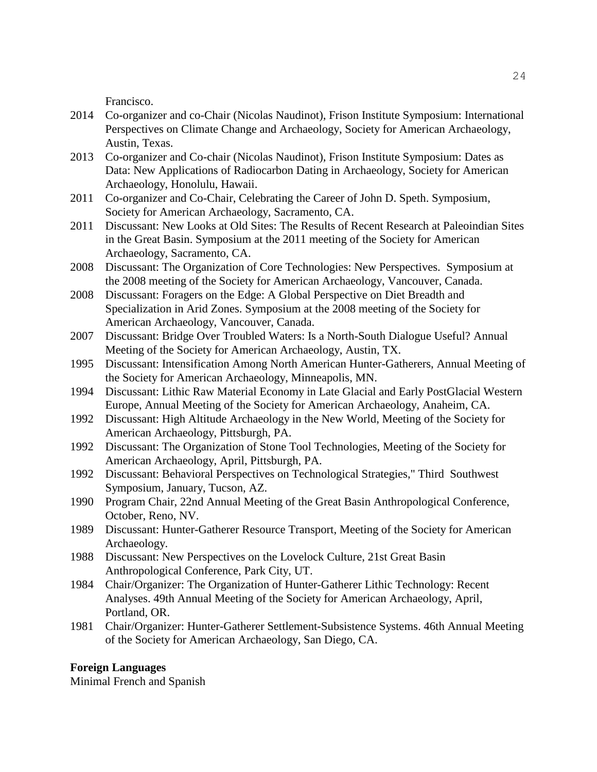Francisco.

2014 Co-organizer and co-Chair (Nicolas Naudinot), Frison Institute Symposium: International Perspectives on Climate Change and Archaeology, Society for American Archaeology, Austin, Texas.

2013 Co-organizer and Co-chair (Nicolas Naudinot), Frison Institute Symposium: Dates as Data: New Applications of Radiocarbon Dating in Archaeology, Society for American Archaeology, Honolulu, Hawaii.

2011 Co-organizer and Co-Chair, Celebrating the Career of John D. Speth. Symposium, Society for American Archaeology, Sacramento, CA.

2011 Discussant: New Looks at Old Sites: The Results of Recent Research at Paleoindian Sites in the Great Basin. Symposium at the 2011 meeting of the Society for American Archaeology, Sacramento, CA.

2008 Discussant: The Organization of Core Technologies: New Perspectives. Symposium at the 2008 meeting of the Society for American Archaeology, Vancouver, Canada.

2008 Discussant: Foragers on the Edge: A Global Perspective on Diet Breadth and Specialization in Arid Zones. Symposium at the 2008 meeting of the Society for American Archaeology, Vancouver, Canada.

2007 Discussant: Bridge Over Troubled Waters: Is a North-South Dialogue Useful? Annual Meeting of the Society for American Archaeology, Austin, TX.

1995 Discussant: Intensification Among North American Hunter-Gatherers, Annual Meeting of the Society for American Archaeology, Minneapolis, MN.

1994 Discussant: Lithic Raw Material Economy in Late Glacial and Early PostGlacial Western Europe, Annual Meeting of the Society for American Archaeology, Anaheim, CA.

1992 Discussant: High Altitude Archaeology in the New World, Meeting of the Society for American Archaeology, Pittsburgh, PA.

1992 Discussant: The Organization of Stone Tool Technologies, Meeting of the Society for American Archaeology, April, Pittsburgh, PA.

1992 Discussant: Behavioral Perspectives on Technological Strategies," Third Southwest Symposium, January, Tucson, AZ.

1990 Program Chair, 22nd Annual Meeting of the Great Basin Anthropological Conference, October, Reno, NV.

1989 Discussant: Hunter-Gatherer Resource Transport, Meeting of the Society for American Archaeology.

1988 Discussant: New Perspectives on the Lovelock Culture, 21st Great Basin Anthropological Conference, Park City, UT.

1984 Chair/Organizer: The Organization of Hunter-Gatherer Lithic Technology: Recent Analyses. 49th Annual Meeting of the Society for American Archaeology, April, Portland, OR.

1981 Chair/Organizer: Hunter-Gatherer Settlement-Subsistence Systems. 46th Annual Meeting of the Society for American Archaeology, San Diego, CA.

**Foreign Languages**

Minimal French and Spanish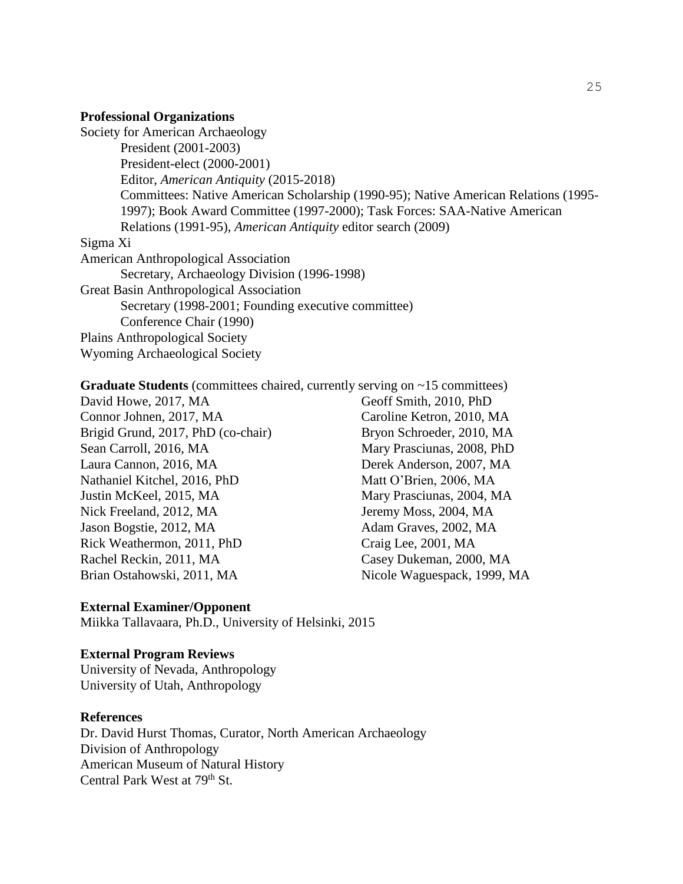**Professional Organizations**

Society for American Archaeology

- President (2001-2003)
- President-elect (2000-2001)
- Editor, *American Antiquity* (2015-2018)
- Committees: Native American Scholarship (1990-95); Native American Relations (1995-1997); Book Award Committee (1997-2000); Task Forces: SAA-Native American Relations (1991-95), *American Antiquity* editor search (2009)

Sigma Xi

American Anthropological Association

- Secretary, Archaeology Division (1996-1998)

Great Basin Anthropological Association

- Secretary (1998-2001; Founding executive committee)
- Conference Chair (1990)

Plains Anthropological Society

Wyoming Archaeological Society

**Graduate Students** (committees chaired, currently serving on ~15 committees)

David Howe, 2017, MA
Connor Johnen, 2017, MA
Brigid Grund, 2017, PhD (co-chair)
Sean Carroll, 2016, MA
Laura Cannon, 2016, MA
Nathaniel Kitchel, 2016, PhD
Justin McKeel, 2015, MA
Nick Freeland, 2012, MA
Jason Bogstie, 2012, MA
Rick Weathermon, 2011, PhD
Rachel Reckin, 2011, MA
Brian Ostahowski, 2011, MA
Geoff Smith, 2010, PhD
Caroline Ketron, 2010, MA
Bryon Schroeder, 2010, MA
Mary Prasciunas, 2008, PhD
Derek Anderson, 2007, MA
Matt O'Brien, 2006, MA
Mary Prasciunas, 2004, MA
Jeremy Moss, 2004, MA
Adam Graves, 2002, MA
Craig Lee, 2001, MA
Casey Dukeman, 2000, MA
Nicole Waguespack, 1999, MA

**External Examiner/Opponent**

Miikka Tallavaara, Ph.D., University of Helsinki, 2015

**External Program Reviews**

University of Nevada, Anthropology
University of Utah, Anthropology

**References**

Dr. David Hurst Thomas, Curator, North American Archaeology
Division of Anthropology
American Museum of Natural History
Central Park West at 79th St.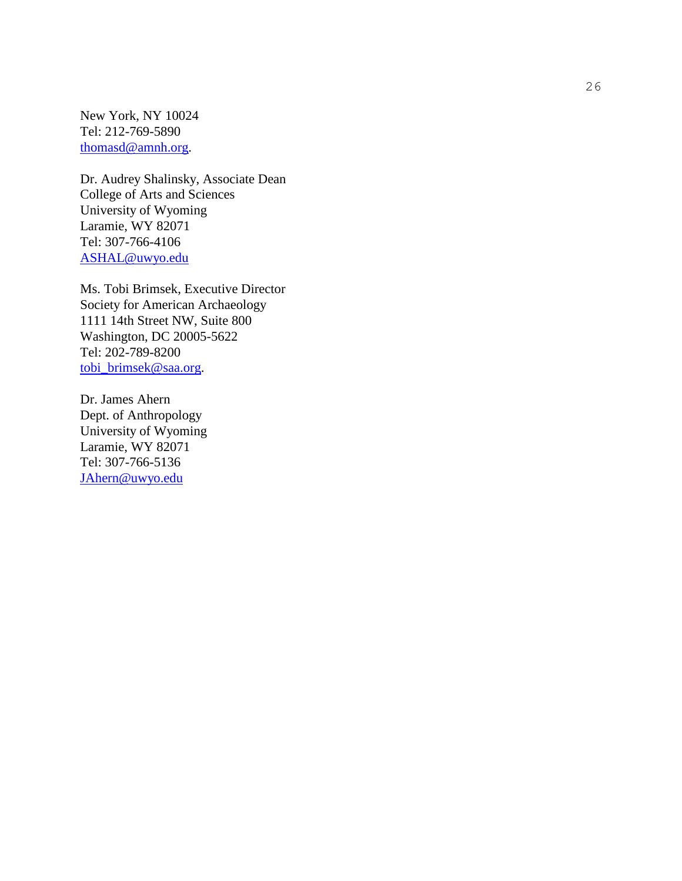New York, NY 10024
Tel: 212-769-5890
thomasd@amnh.org.

Dr. Audrey Shalinsky, Associate Dean
College of Arts and Sciences
University of Wyoming
Laramie, WY 82071
Tel: 307-766-4106
ASHAL@uwyo.edu

Ms. Tobi Brimsek, Executive Director
Society for American Archaeology
1111 14th Street NW, Suite 800
Washington, DC 20005-5622
Tel: 202-789-8200
tobi_brimsek@saa.org.

Dr. James Ahern
Dept. of Anthropology
University of Wyoming
Laramie, WY 82071
Tel: 307-766-5136
JAhern@uwyo.edu